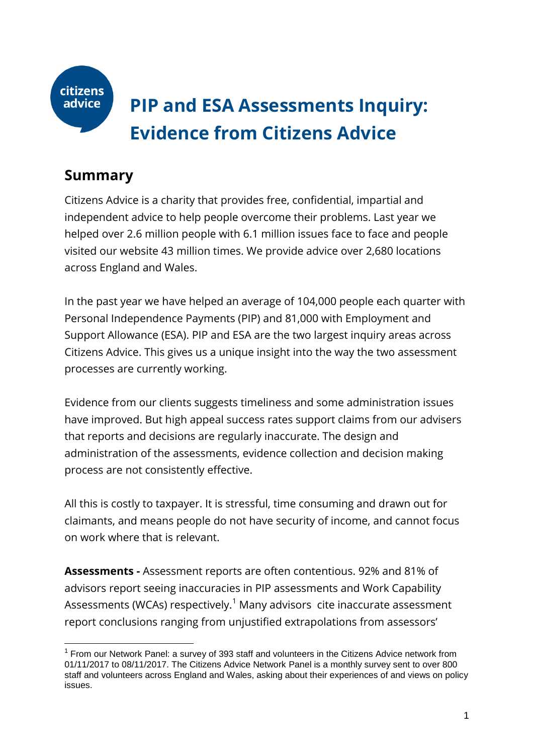# PIP and ESA Assessments Inquiry: Evidence from Citizens Advice

## Summary

Citizens Advice is a charity that provides free, confidential, impartial and independent advice to help people overcome their problems. Last year we helped over 2.6 million people with 6.1 million issues face to face and people visited our website 43 million times. We provide advice over 2,680 locations across England and Wales.

In the past year we have helped an average of 104,000 people each quarter with Personal Independence Payments (PIP) and 81,000 with Employment and Support Allowance (ESA). PIP and ESA are the two largest inquiry areas across Citizens Advice. This gives us a unique insight into the way the two assessment processes are currently working.

Evidence from our clients suggests timeliness and some administration issues have improved. But high appeal success rates support claims from our advisers that reports and decisions are regularly inaccurate. The design and administration of the assessments, evidence collection and decision making process are not consistently effective.

All this is costly to taxpayer. It is stressful, time consuming and drawn out for claimants, and means people do not have security of income, and cannot focus on work where that is relevant.

**Assessments -** Assessment reports are often contentious. 92% and 81% of advisors report seeing inaccuracies in PIP assessments and Work Capability Assessments (WCAs) respectively.[1] Many advisors cite inaccurate assessment report conclusions ranging from unjustified extrapolations from assessors'

[1] From our Network Panel: a survey of 393 staff and volunteers in the Citizens Advice network from 01/11/2017 to 08/11/2017. The Citizens Advice Network Panel is a monthly survey sent to over 800 staff and volunteers across England and Wales, asking about their experiences of and views on policy issues.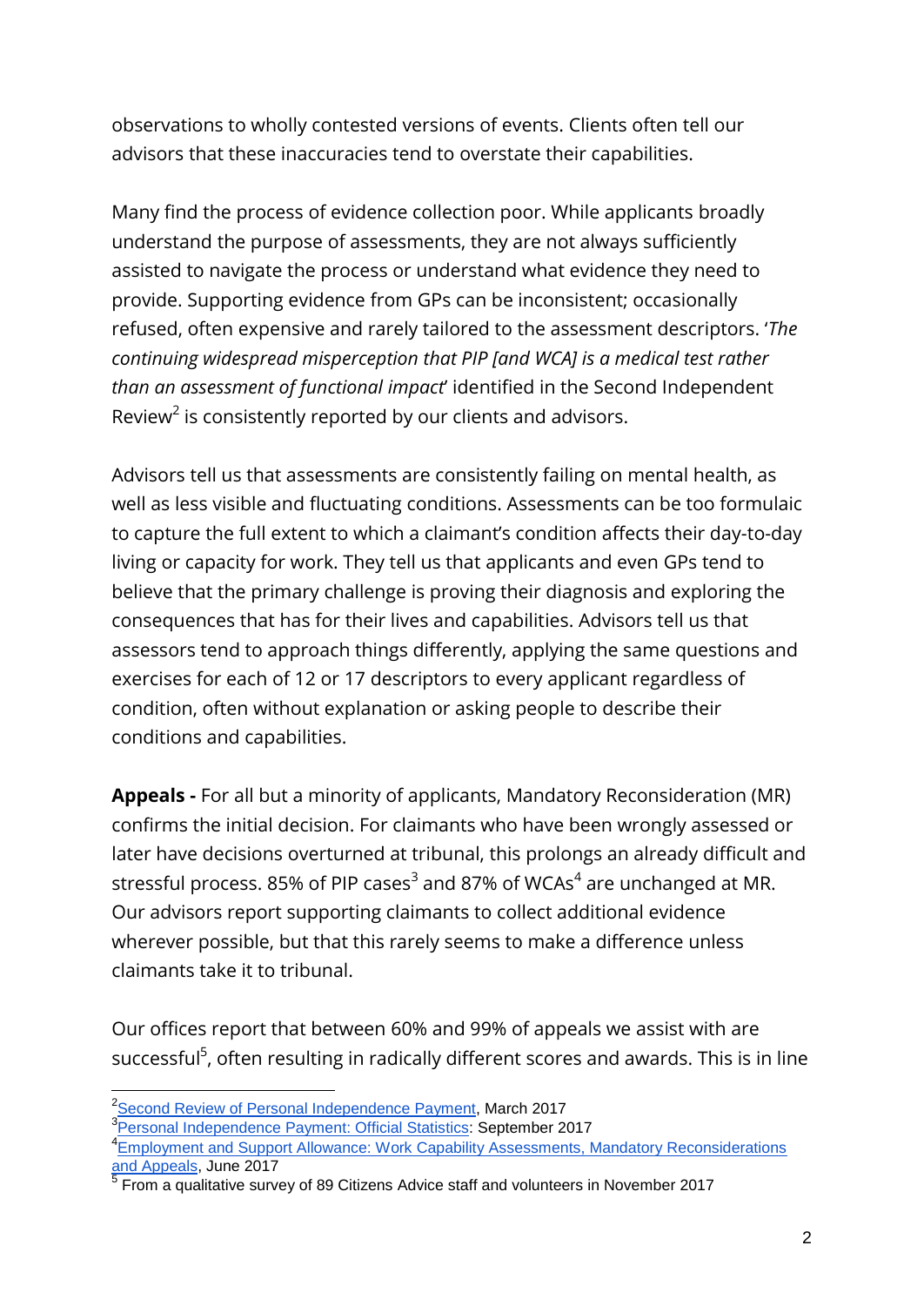observations to wholly contested versions of events. Clients often tell our advisors that these inaccuracies tend to overstate their capabilities.

Many find the process of evidence collection poor. While applicants broadly understand the purpose of assessments, they are not always sufficiently assisted to navigate the process or understand what evidence they need to provide. Supporting evidence from GPs can be inconsistent; occasionally refused, often expensive and rarely tailored to the assessment descriptors. '*The continuing widespread misperception that PIP [and WCA] is a medical test rather than an assessment of functional impact*' identified in the Second Independent Review[2] is consistently reported by our clients and advisors.

Advisors tell us that assessments are consistently failing on mental health, as well as less visible and fluctuating conditions. Assessments can be too formulaic to capture the full extent to which a claimant's condition affects their day-to-day living or capacity for work. They tell us that applicants and even GPs tend to believe that the primary challenge is proving their diagnosis and exploring the consequences that has for their lives and capabilities. Advisors tell us that assessors tend to approach things differently, applying the same questions and exercises for each of 12 or 17 descriptors to every applicant regardless of condition, often without explanation or asking people to describe their conditions and capabilities.

**Appeals -** For all but a minority of applicants, Mandatory Reconsideration (MR) confirms the initial decision. For claimants who have been wrongly assessed or later have decisions overturned at tribunal, this prolongs an already difficult and stressful process. 85% of PIP cases[3] and 87% of WCAs[4] are unchanged at MR. Our advisors report supporting claimants to collect additional evidence wherever possible, but that this rarely seems to make a difference unless claimants take it to tribunal.

Our offices report that between 60% and 99% of appeals we assist with are successful[5], often resulting in radically different scores and awards. This is in line

---

[2] Second Review of Personal Independence Payment, March 2017

[3] Personal Independence Payment: Official Statistics: September 2017

[4] Employment and Support Allowance: Work Capability Assessments, Mandatory Reconsiderations and Appeals, June 2017

[5] From a qualitative survey of 89 Citizens Advice staff and volunteers in November 2017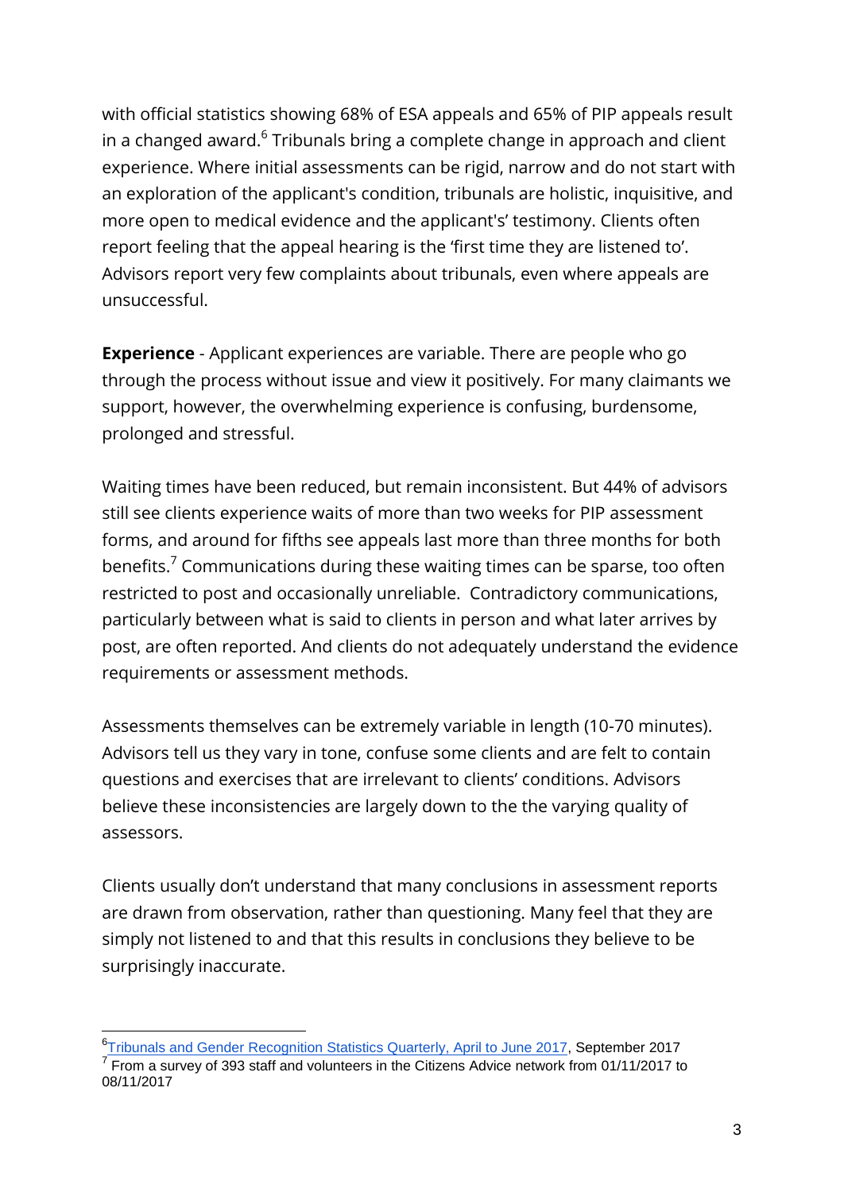with official statistics showing 68% of ESA appeals and 65% of PIP appeals result in a changed award.[6] Tribunals bring a complete change in approach and client experience. Where initial assessments can be rigid, narrow and do not start with an exploration of the applicant's condition, tribunals are holistic, inquisitive, and more open to medical evidence and the applicant's' testimony. Clients often report feeling that the appeal hearing is the 'first time they are listened to'. Advisors report very few complaints about tribunals, even where appeals are unsuccessful.

**Experience** - Applicant experiences are variable. There are people who go through the process without issue and view it positively. For many claimants we support, however, the overwhelming experience is confusing, burdensome, prolonged and stressful.

Waiting times have been reduced, but remain inconsistent. But 44% of advisors still see clients experience waits of more than two weeks for PIP assessment forms, and around for fifths see appeals last more than three months for both benefits.[7] Communications during these waiting times can be sparse, too often restricted to post and occasionally unreliable. Contradictory communications, particularly between what is said to clients in person and what later arrives by post, are often reported. And clients do not adequately understand the evidence requirements or assessment methods.

Assessments themselves can be extremely variable in length (10-70 minutes). Advisors tell us they vary in tone, confuse some clients and are felt to contain questions and exercises that are irrelevant to clients' conditions. Advisors believe these inconsistencies are largely down to the the varying quality of assessors.

Clients usually don't understand that many conclusions in assessment reports are drawn from observation, rather than questioning. Many feel that they are simply not listened to and that this results in conclusions they believe to be surprisingly inaccurate.

---

[6] Tribunals and Gender Recognition Statistics Quarterly, April to June 2017, September 2017

[7] From a survey of 393 staff and volunteers in the Citizens Advice network from 01/11/2017 to 08/11/2017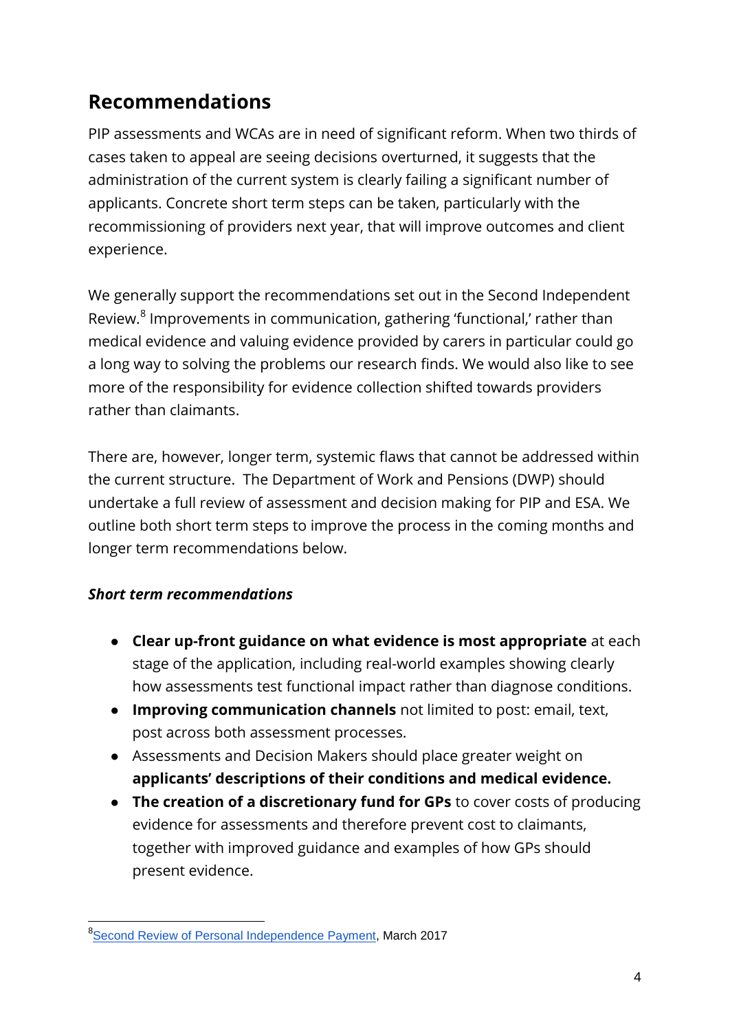## Recommendations

PIP assessments and WCAs are in need of significant reform. When two thirds of cases taken to appeal are seeing decisions overturned, it suggests that the administration of the current system is clearly failing a significant number of applicants. Concrete short term steps can be taken, particularly with the recommissioning of providers next year, that will improve outcomes and client experience.

We generally support the recommendations set out in the Second Independent Review.[8] Improvements in communication, gathering 'functional,' rather than medical evidence and valuing evidence provided by carers in particular could go a long way to solving the problems our research finds. We would also like to see more of the responsibility for evidence collection shifted towards providers rather than claimants.

There are, however, longer term, systemic flaws that cannot be addressed within the current structure. The Department of Work and Pensions (DWP) should undertake a full review of assessment and decision making for PIP and ESA. We outline both short term steps to improve the process in the coming months and longer term recommendations below.

### *Short term recommendations*

- **Clear up-front guidance on what evidence is most appropriate** at each stage of the application, including real-world examples showing clearly how assessments test functional impact rather than diagnose conditions.
- **Improving communication channels** not limited to post: email, text, post across both assessment processes.
- Assessments and Decision Makers should place greater weight on **applicants' descriptions of their conditions and medical evidence.**
- **The creation of a discretionary fund for GPs** to cover costs of producing evidence for assessments and therefore prevent cost to claimants, together with improved guidance and examples of how GPs should present evidence.

[8] Second Review of Personal Independence Payment, March 2017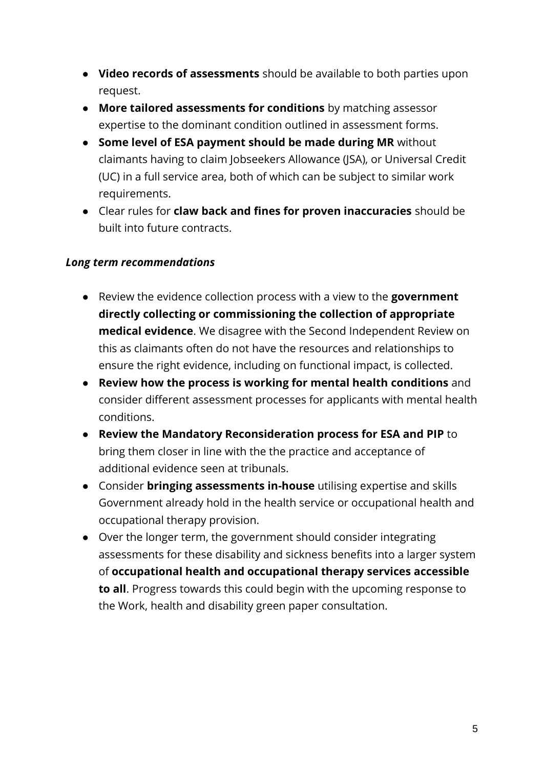- **Video records of assessments** should be available to both parties upon request.
- **More tailored assessments for conditions** by matching assessor expertise to the dominant condition outlined in assessment forms.
- **Some level of ESA payment should be made during MR** without claimants having to claim Jobseekers Allowance (JSA), or Universal Credit (UC) in a full service area, both of which can be subject to similar work requirements.
- Clear rules for **claw back and fines for proven inaccuracies** should be built into future contracts.

***Long term recommendations***

- Review the evidence collection process with a view to the **government directly collecting or commissioning the collection of appropriate medical evidence**. We disagree with the Second Independent Review on this as claimants often do not have the resources and relationships to ensure the right evidence, including on functional impact, is collected.
- **Review how the process is working for mental health conditions** and consider different assessment processes for applicants with mental health conditions.
- **Review the Mandatory Reconsideration process for ESA and PIP** to bring them closer in line with the the practice and acceptance of additional evidence seen at tribunals.
- Consider **bringing assessments in-house** utilising expertise and skills Government already hold in the health service or occupational health and occupational therapy provision.
- Over the longer term, the government should consider integrating assessments for these disability and sickness benefits into a larger system of **occupational health and occupational therapy services accessible to all**. Progress towards this could begin with the upcoming response to the Work, health and disability green paper consultation.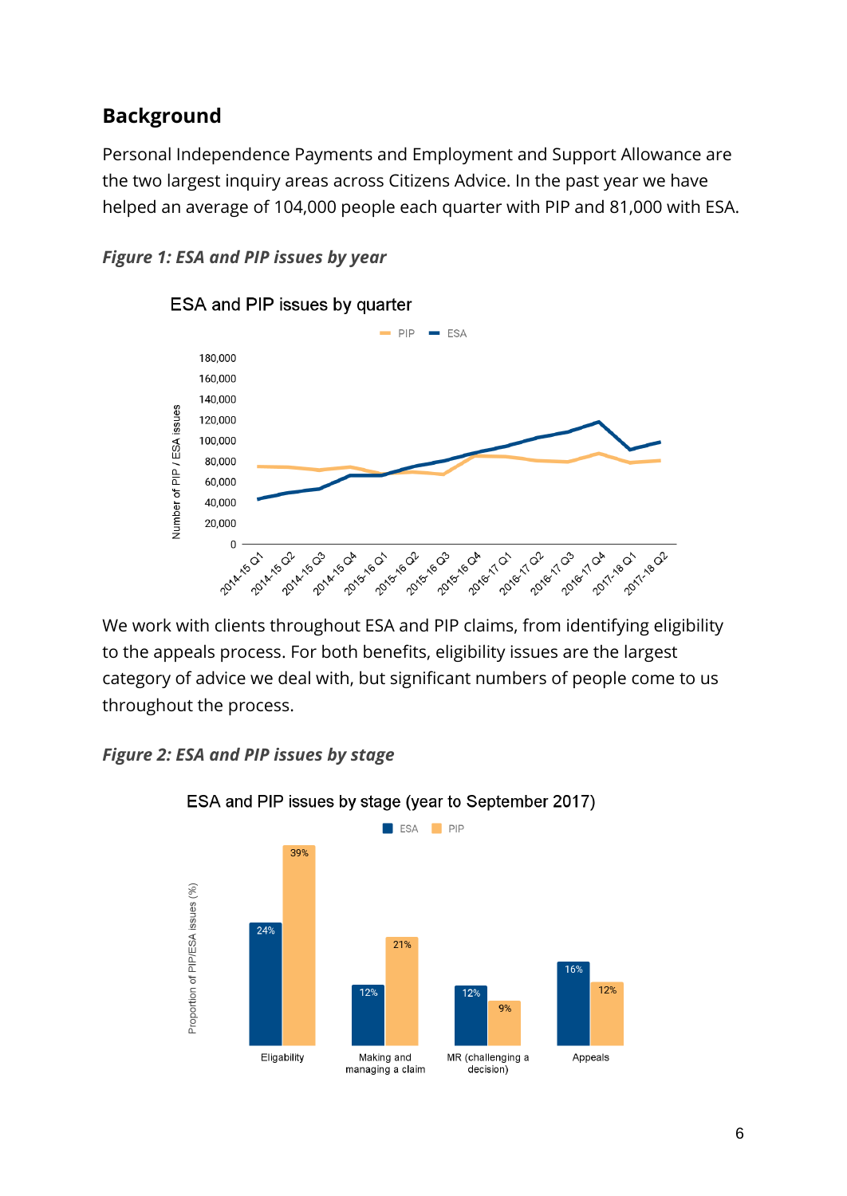## Background

Personal Independence Payments and Employment and Support Allowance are the two largest inquiry areas across Citizens Advice. In the past year we have helped an average of 104,000 people each quarter with PIP and 81,000 with ESA.

***Figure 1: ESA and PIP issues by year***

We work with clients throughout ESA and PIP claims, from identifying eligibility to the appeals process. For both benefits, eligibility issues are the largest category of advice we deal with, but significant numbers of people come to us throughout the process.

***Figure 2: ESA and PIP issues by stage***

ESA and PIP issues by stage (year to September 2017)

| Stage | ESA | PIP |
| --- | --- | --- |
| Eligability | 24% | 39% |
| Making and managing a claim | 12% | 21% |
| MR (challenging a decision) | 12% | 9% |
| Appeals | 16% | 12% |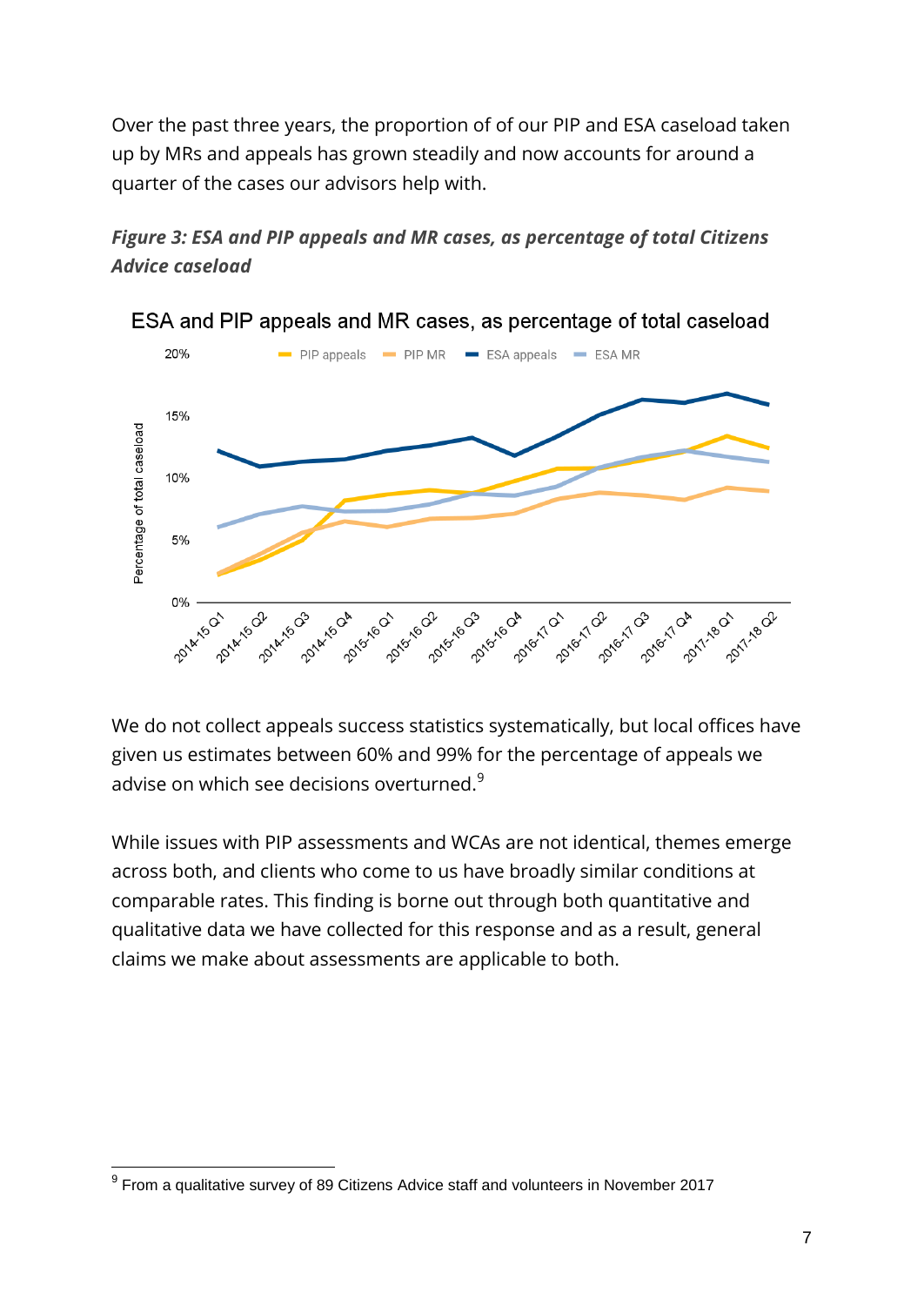Over the past three years, the proportion of of our PIP and ESA caseload taken up by MRs and appeals has grown steadily and now accounts for around a quarter of the cases our advisors help with.

***Figure 3: ESA and PIP appeals and MR cases, as percentage of total Citizens Advice caseload***

We do not collect appeals success statistics systematically, but local offices have given us estimates between 60% and 99% for the percentage of appeals we advise on which see decisions overturned.[9]

While issues with PIP assessments and WCAs are not identical, themes emerge across both, and clients who come to us have broadly similar conditions at comparable rates. This finding is borne out through both quantitative and qualitative data we have collected for this response and as a result, general claims we make about assessments are applicable to both.

---

[9] From a qualitative survey of 89 Citizens Advice staff and volunteers in November 2017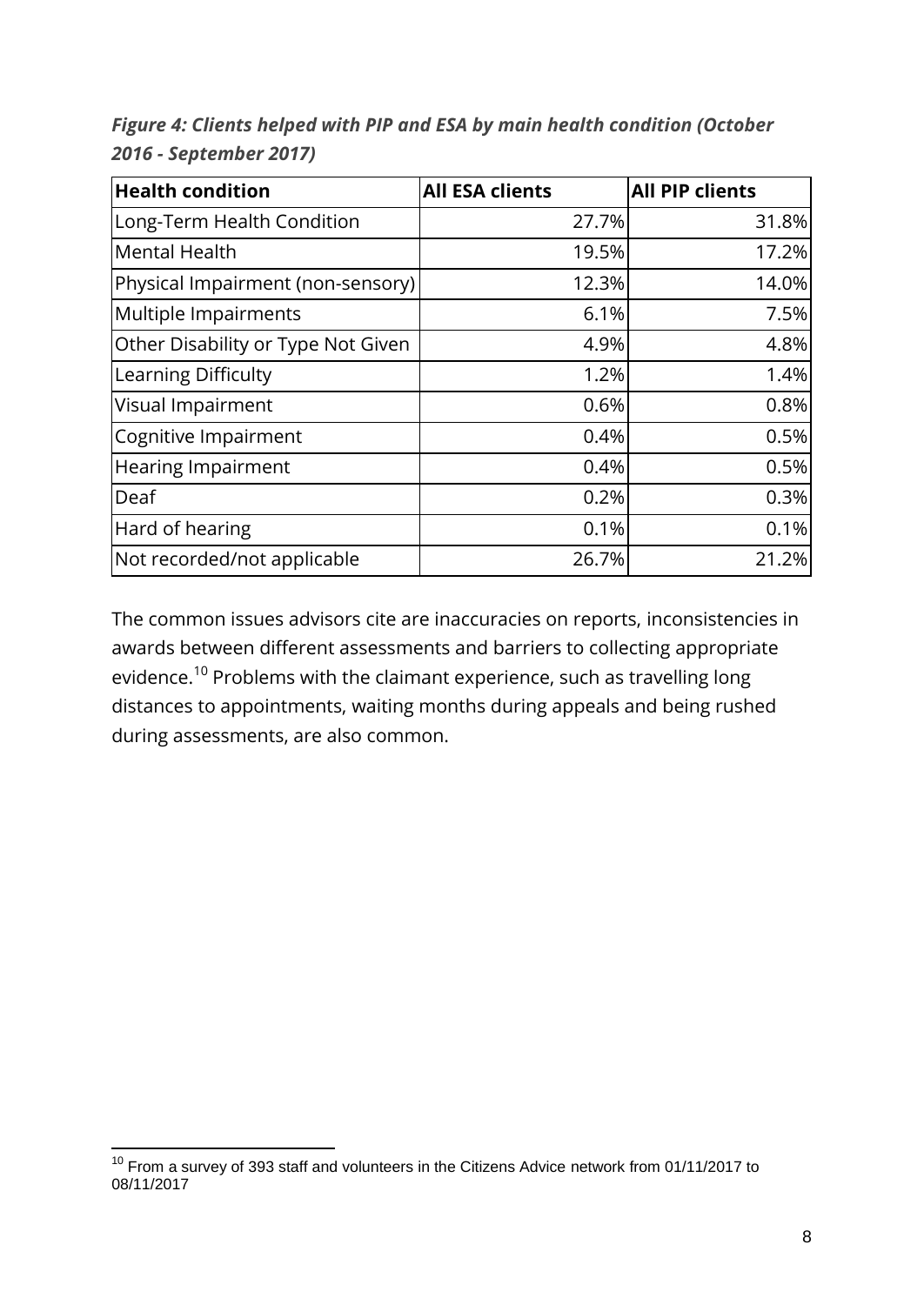*Figure 4: Clients helped with PIP and ESA by main health condition (October 2016 - September 2017)*

| Health condition | All ESA clients | All PIP clients |
|---|---|---|
| Long-Term Health Condition | 27.7% | 31.8% |
| Mental Health | 19.5% | 17.2% |
| Physical Impairment (non-sensory) | 12.3% | 14.0% |
| Multiple Impairments | 6.1% | 7.5% |
| Other Disability or Type Not Given | 4.9% | 4.8% |
| Learning Difficulty | 1.2% | 1.4% |
| Visual Impairment | 0.6% | 0.8% |
| Cognitive Impairment | 0.4% | 0.5% |
| Hearing Impairment | 0.4% | 0.5% |
| Deaf | 0.2% | 0.3% |
| Hard of hearing | 0.1% | 0.1% |
| Not recorded/not applicable | 26.7% | 21.2% |

The common issues advisors cite are inaccuracies on reports, inconsistencies in awards between different assessments and barriers to collecting appropriate evidence.[10] Problems with the claimant experience, such as travelling long distances to appointments, waiting months during appeals and being rushed during assessments, are also common.

[10] From a survey of 393 staff and volunteers in the Citizens Advice network from 01/11/2017 to 08/11/2017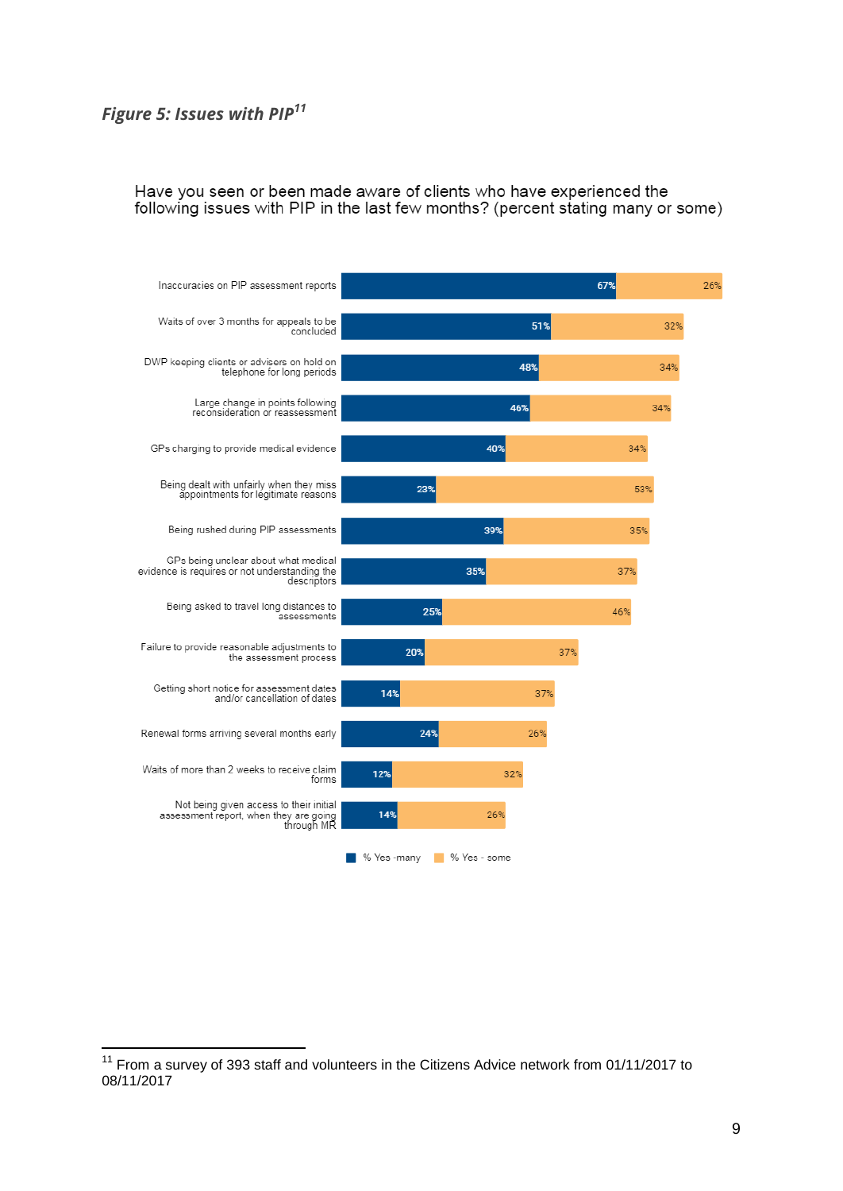*Figure 5: Issues with PIP*[11]

Have you seen or been made aware of clients who have experienced the following issues with PIP in the last few months? (percent stating many or some)

| Issue | % Yes - many | % Yes - some |
|---|---|---|
| Inaccuracies on PIP assessment reports | 67% | 26% |
| Waits of over 3 months for appeals to be concluded | 51% | 32% |
| DWP keeping clients or advisers on hold on telephone for long periods | 48% | 34% |
| Large change in points following reconsideration or reassessment | 46% | 34% |
| GPs charging to provide medical evidence | 40% | 34% |
| Being dealt with unfairly when they miss appointments for legitimate reasons | 23% | 53% |
| Being rushed during PIP assessments | 39% | 35% |
| GPs being unclear about what medical evidence is requires or not understanding the descriptors | 35% | 37% |
| Being asked to travel long distances to assessments | 25% | 46% |
| Failure to provide reasonable adjustments to the assessment process | 20% | 37% |
| Getting short notice for assessment dates and/or cancellation of dates | 14% | 37% |
| Renewal forms arriving several months early | 24% | 26% |
| Waits of more than 2 weeks to receive claim forms | 12% | 32% |
| Not being given access to their initial assessment report, when they are going through MR | 14% | 26% |

[11] From a survey of 393 staff and volunteers in the Citizens Advice network from 01/11/2017 to 08/11/2017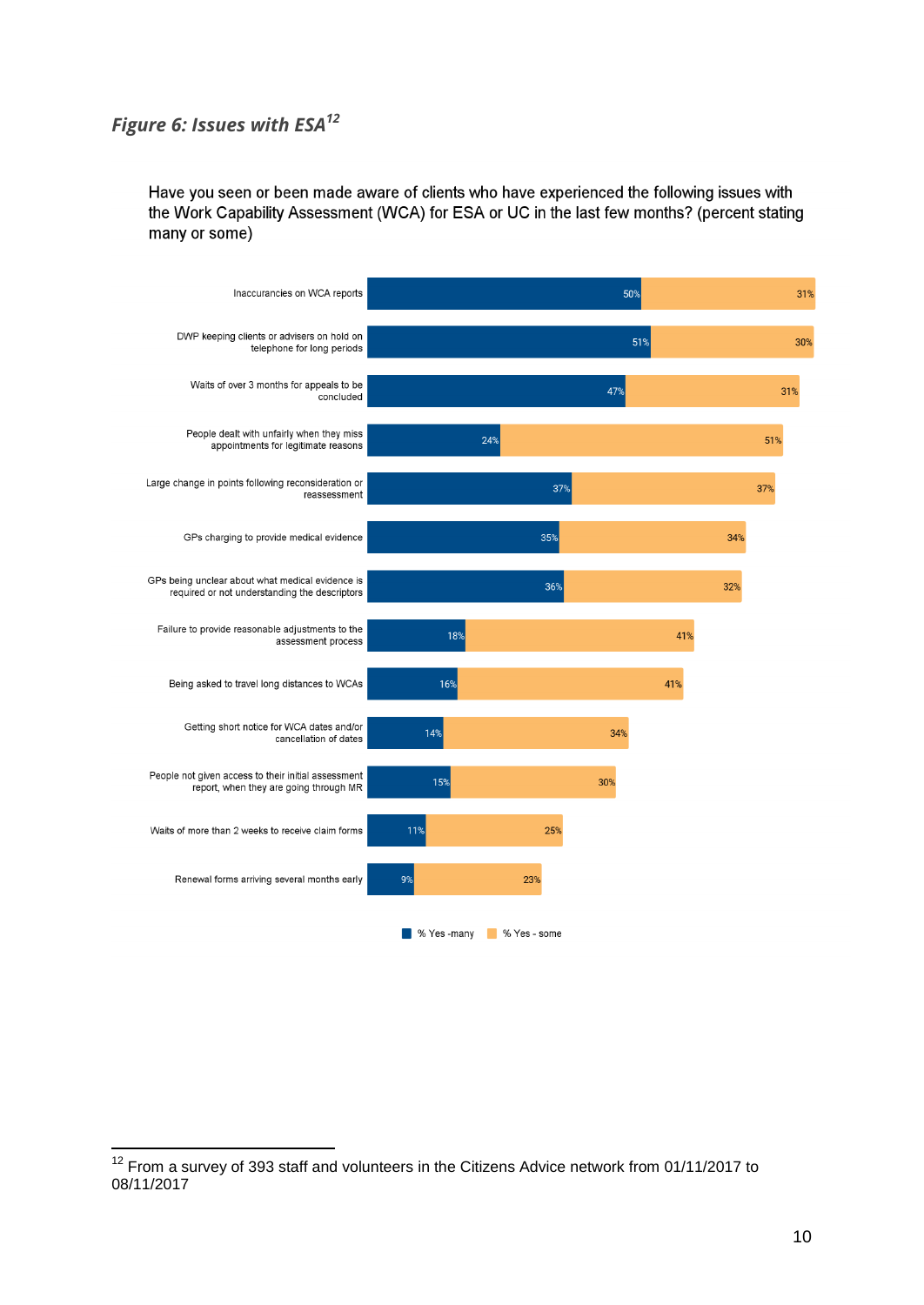*Figure 6: Issues with ESA[12]*

Have you seen or been made aware of clients who have experienced the following issues with the Work Capability Assessment (WCA) for ESA or UC in the last few months? (percent stating many or some)

| Issue | % Yes -many | % Yes - some |
|---|---|---|
| Inaccurancies on WCA reports | 50% | 31% |
| DWP keeping clients or advisers on hold on telephone for long periods | 51% | 30% |
| Waits of over 3 months for appeals to be concluded | 47% | 31% |
| People dealt with unfairly when they miss appointments for legitimate reasons | 24% | 51% |
| Large change in points following reconsideration or reassessment | 37% | 37% |
| GPs charging to provide medical evidence | 35% | 34% |
| GPs being unclear about what medical evidence is required or not understanding the descriptors | 36% | 32% |
| Failure to provide reasonable adjustments to the assessment process | 18% | 41% |
| Being asked to travel long distances to WCAs | 16% | 41% |
| Getting short notice for WCA dates and/or cancellation of dates | 14% | 34% |
| People not given access to their initial assessment report, when they are going through MR | 15% | 30% |
| Waits of more than 2 weeks to receive claim forms | 11% | 25% |
| Renewal forms arriving several months early | 9% | 23% |

[12] From a survey of 393 staff and volunteers in the Citizens Advice network from 01/11/2017 to 08/11/2017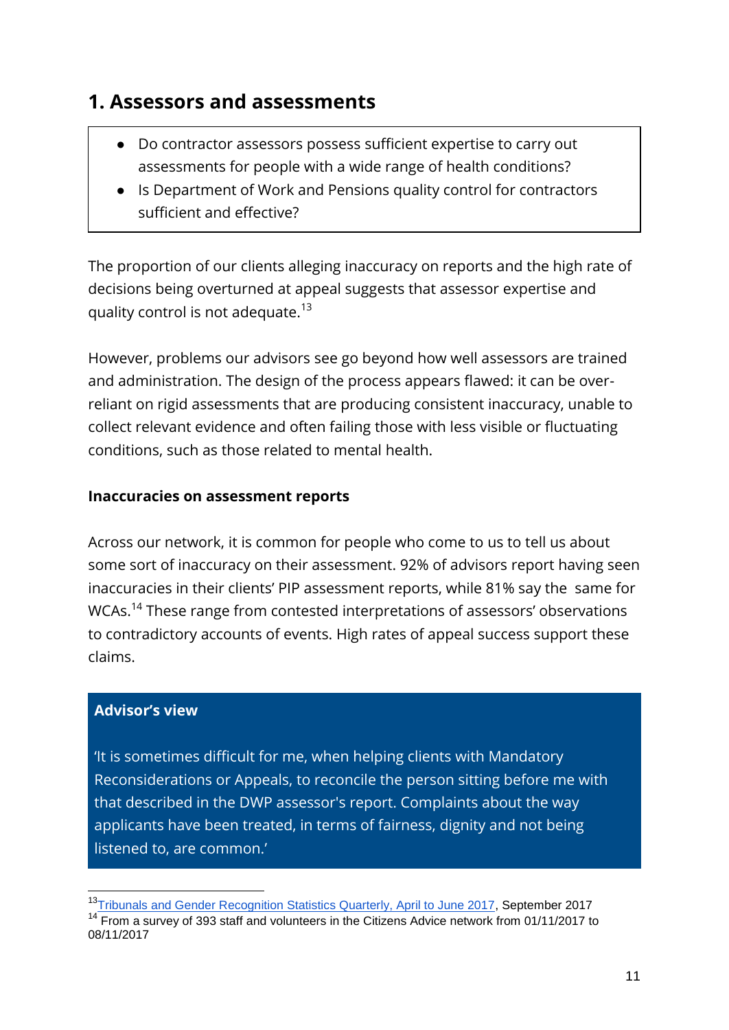## 1. Assessors and assessments

- Do contractor assessors possess sufficient expertise to carry out assessments for people with a wide range of health conditions?
- Is Department of Work and Pensions quality control for contractors sufficient and effective?

The proportion of our clients alleging inaccuracy on reports and the high rate of decisions being overturned at appeal suggests that assessor expertise and quality control is not adequate.[13]

However, problems our advisors see go beyond how well assessors are trained and administration. The design of the process appears flawed: it can be over-reliant on rigid assessments that are producing consistent inaccuracy, unable to collect relevant evidence and often failing those with less visible or fluctuating conditions, such as those related to mental health.

**Inaccuracies on assessment reports**

Across our network, it is common for people who come to us to tell us about some sort of inaccuracy on their assessment. 92% of advisors report having seen inaccuracies in their clients' PIP assessment reports, while 81% say the same for WCAs.[14] These range from contested interpretations of assessors' observations to contradictory accounts of events. High rates of appeal success support these claims.

**Advisor's view**

'It is sometimes difficult for me, when helping clients with Mandatory Reconsiderations or Appeals, to reconcile the person sitting before me with that described in the DWP assessor's report. Complaints about the way applicants have been treated, in terms of fairness, dignity and not being listened to, are common.'

---

[13] Tribunals and Gender Recognition Statistics Quarterly, April to June 2017, September 2017

[14] From a survey of 393 staff and volunteers in the Citizens Advice network from 01/11/2017 to 08/11/2017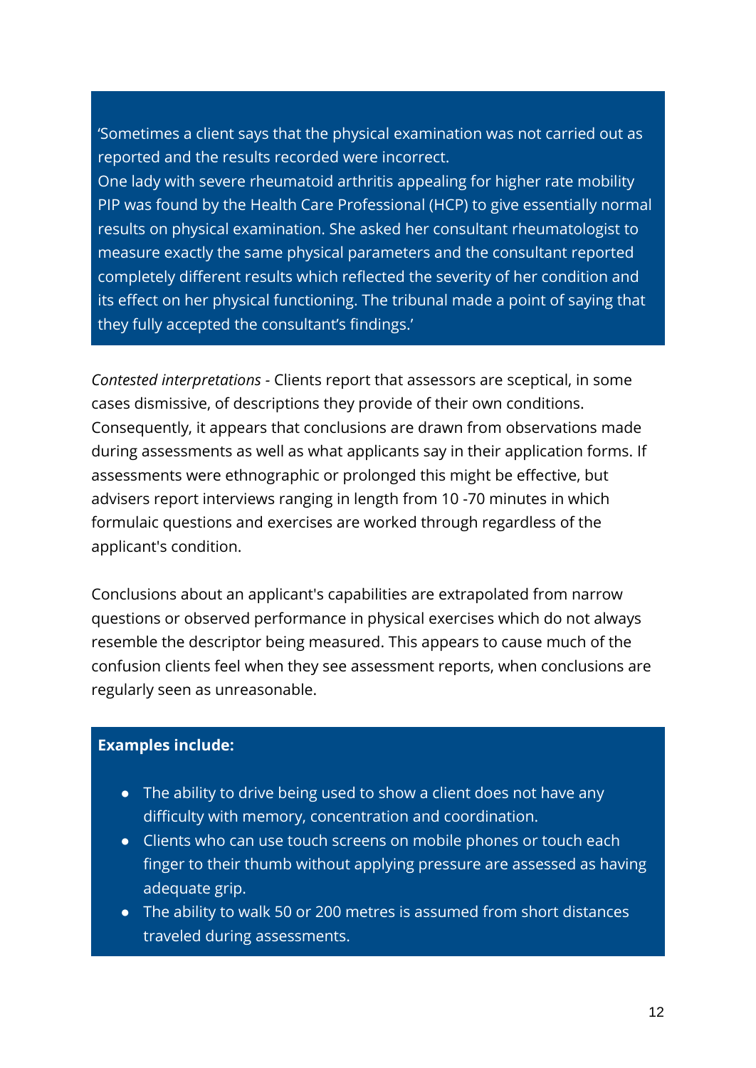> 'Sometimes a client says that the physical examination was not carried out as reported and the results recorded were incorrect.
> One lady with severe rheumatoid arthritis appealing for higher rate mobility PIP was found by the Health Care Professional (HCP) to give essentially normal results on physical examination. She asked her consultant rheumatologist to measure exactly the same physical parameters and the consultant reported completely different results which reflected the severity of her condition and its effect on her physical functioning. The tribunal made a point of saying that they fully accepted the consultant's findings.'

*Contested interpretations* - Clients report that assessors are sceptical, in some cases dismissive, of descriptions they provide of their own conditions. Consequently, it appears that conclusions are drawn from observations made during assessments as well as what applicants say in their application forms. If assessments were ethnographic or prolonged this might be effective, but advisers report interviews ranging in length from 10 -70 minutes in which formulaic questions and exercises are worked through regardless of the applicant's condition.

Conclusions about an applicant's capabilities are extrapolated from narrow questions or observed performance in physical exercises which do not always resemble the descriptor being measured. This appears to cause much of the confusion clients feel when they see assessment reports, when conclusions are regularly seen as unreasonable.

> **Examples include:**
>
> - The ability to drive being used to show a client does not have any difficulty with memory, concentration and coordination.
> - Clients who can use touch screens on mobile phones or touch each finger to their thumb without applying pressure are assessed as having adequate grip.
> - The ability to walk 50 or 200 metres is assumed from short distances traveled during assessments.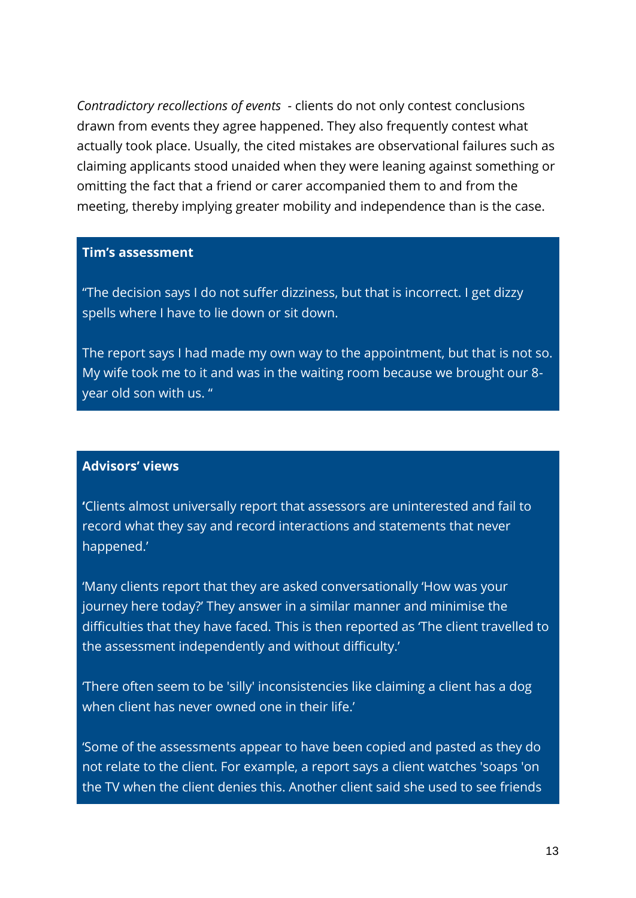*Contradictory recollections of events* - clients do not only contest conclusions drawn from events they agree happened. They also frequently contest what actually took place. Usually, the cited mistakes are observational failures such as claiming applicants stood unaided when they were leaning against something or omitting the fact that a friend or carer accompanied them to and from the meeting, thereby implying greater mobility and independence than is the case.

**Tim's assessment**

"The decision says I do not suffer dizziness, but that is incorrect. I get dizzy spells where I have to lie down or sit down.

The report says I had made my own way to the appointment, but that is not so. My wife took me to it and was in the waiting room because we brought our 8-year old son with us. "

**Advisors' views**

**'**Clients almost universally report that assessors are uninterested and fail to record what they say and record interactions and statements that never happened.'

'Many clients report that they are asked conversationally 'How was your journey here today?' They answer in a similar manner and minimise the difficulties that they have faced. This is then reported as 'The client travelled to the assessment independently and without difficulty.'

'There often seem to be 'silly' inconsistencies like claiming a client has a dog when client has never owned one in their life.'

'Some of the assessments appear to have been copied and pasted as they do not relate to the client. For example, a report says a client watches 'soaps 'on the TV when the client denies this. Another client said she used to see friends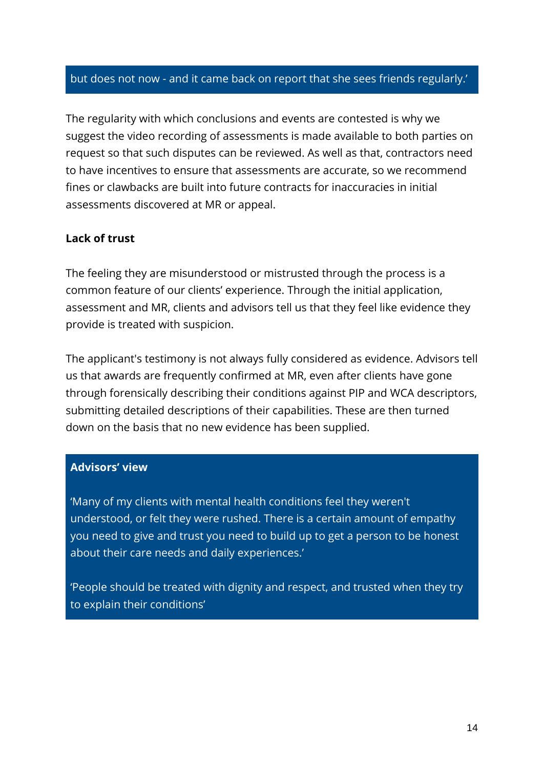but does not now - and it came back on report that she sees friends regularly.'

The regularity with which conclusions and events are contested is why we suggest the video recording of assessments is made available to both parties on request so that such disputes can be reviewed. As well as that, contractors need to have incentives to ensure that assessments are accurate, so we recommend fines or clawbacks are built into future contracts for inaccuracies in initial assessments discovered at MR or appeal.

**Lack of trust**

The feeling they are misunderstood or mistrusted through the process is a common feature of our clients' experience. Through the initial application, assessment and MR, clients and advisors tell us that they feel like evidence they provide is treated with suspicion.

The applicant's testimony is not always fully considered as evidence. Advisors tell us that awards are frequently confirmed at MR, even after clients have gone through forensically describing their conditions against PIP and WCA descriptors, submitting detailed descriptions of their capabilities. These are then turned down on the basis that no new evidence has been supplied.

**Advisors' view**

'Many of my clients with mental health conditions feel they weren't understood, or felt they were rushed. There is a certain amount of empathy you need to give and trust you need to build up to get a person to be honest about their care needs and daily experiences.'

'People should be treated with dignity and respect, and trusted when they try to explain their conditions'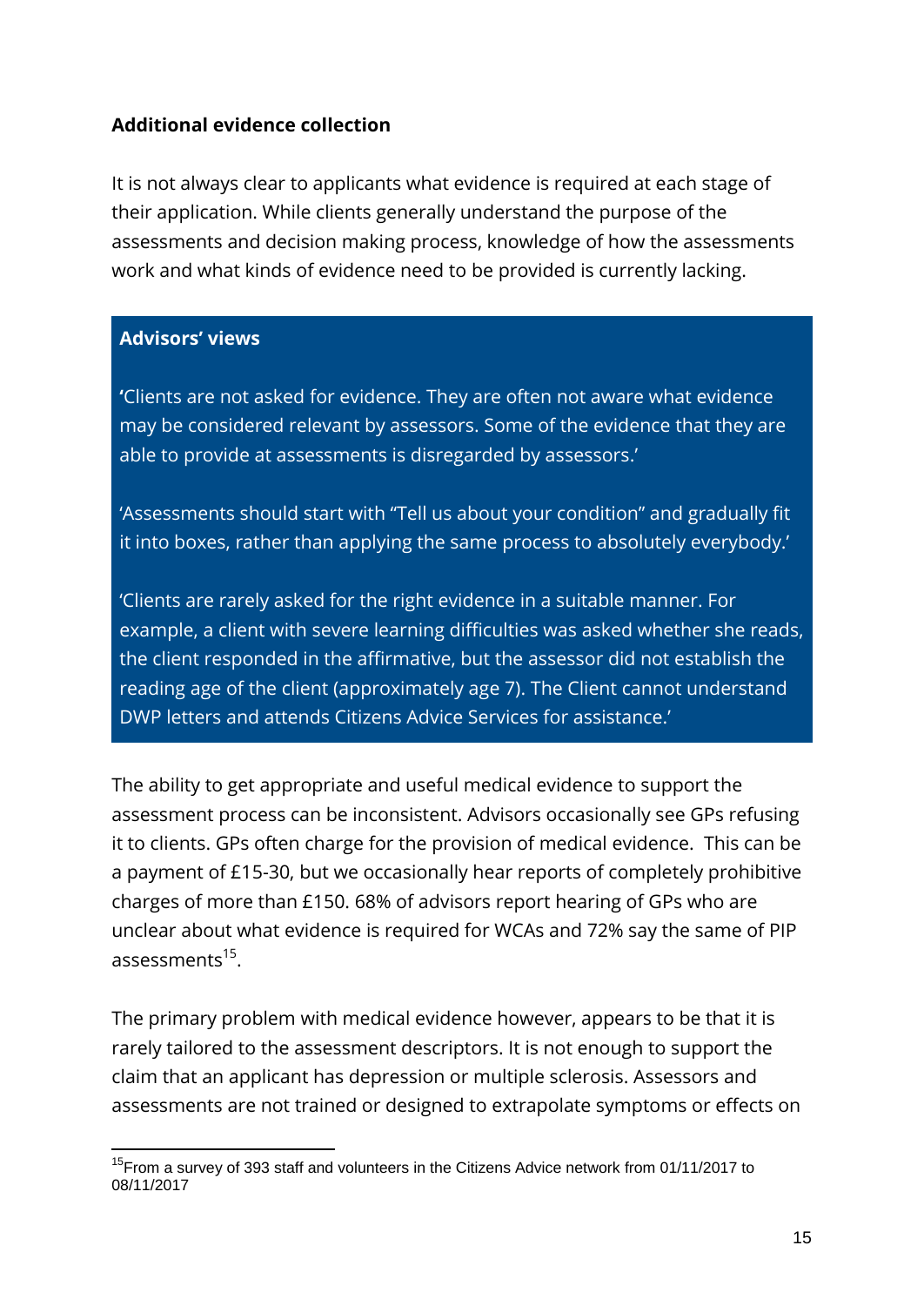**Additional evidence collection**

It is not always clear to applicants what evidence is required at each stage of their application. While clients generally understand the purpose of the assessments and decision making process, knowledge of how the assessments work and what kinds of evidence need to be provided is currently lacking.

> **Advisors' views**
>
> 'Clients are not asked for evidence. They are often not aware what evidence may be considered relevant by assessors. Some of the evidence that they are able to provide at assessments is disregarded by assessors.'
>
> 'Assessments should start with "Tell us about your condition" and gradually fit it into boxes, rather than applying the same process to absolutely everybody.'
>
> 'Clients are rarely asked for the right evidence in a suitable manner. For example, a client with severe learning difficulties was asked whether she reads, the client responded in the affirmative, but the assessor did not establish the reading age of the client (approximately age 7). The Client cannot understand DWP letters and attends Citizens Advice Services for assistance.'

The ability to get appropriate and useful medical evidence to support the assessment process can be inconsistent. Advisors occasionally see GPs refusing it to clients. GPs often charge for the provision of medical evidence. This can be a payment of £15-30, but we occasionally hear reports of completely prohibitive charges of more than £150. 68% of advisors report hearing of GPs who are unclear about what evidence is required for WCAs and 72% say the same of PIP assessments[15].

The primary problem with medical evidence however, appears to be that it is rarely tailored to the assessment descriptors. It is not enough to support the claim that an applicant has depression or multiple sclerosis. Assessors and assessments are not trained or designed to extrapolate symptoms or effects on

[15] From a survey of 393 staff and volunteers in the Citizens Advice network from 01/11/2017 to 08/11/2017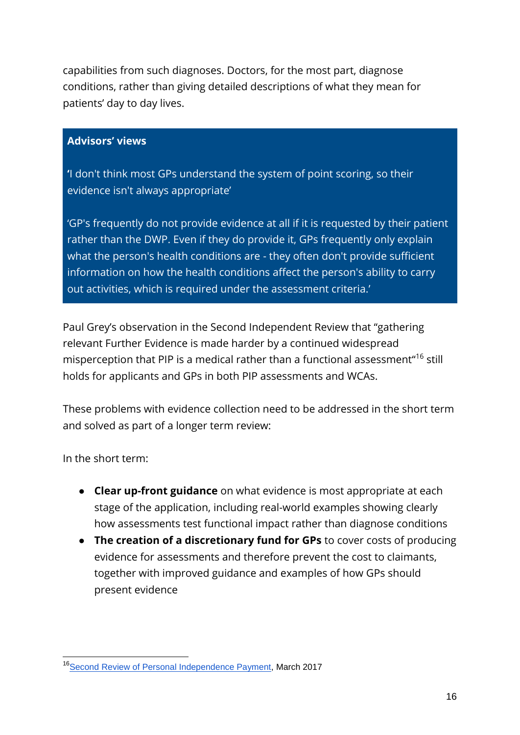capabilities from such diagnoses. Doctors, for the most part, diagnose conditions, rather than giving detailed descriptions of what they mean for patients' day to day lives.

**Advisors' views**

**'**I don't think most GPs understand the system of point scoring, so their evidence isn't always appropriate'

'GP's frequently do not provide evidence at all if it is requested by their patient rather than the DWP. Even if they do provide it, GPs frequently only explain what the person's health conditions are - they often don't provide sufficient information on how the health conditions affect the person's ability to carry out activities, which is required under the assessment criteria.'

Paul Grey's observation in the Second Independent Review that "gathering relevant Further Evidence is made harder by a continued widespread misperception that PIP is a medical rather than a functional assessment"[16] still holds for applicants and GPs in both PIP assessments and WCAs.

These problems with evidence collection need to be addressed in the short term and solved as part of a longer term review:

In the short term:

- **Clear up-front guidance** on what evidence is most appropriate at each stage of the application, including real-world examples showing clearly how assessments test functional impact rather than diagnose conditions
- **The creation of a discretionary fund for GPs** to cover costs of producing evidence for assessments and therefore prevent the cost to claimants, together with improved guidance and examples of how GPs should present evidence

[16] Second Review of Personal Independence Payment, March 2017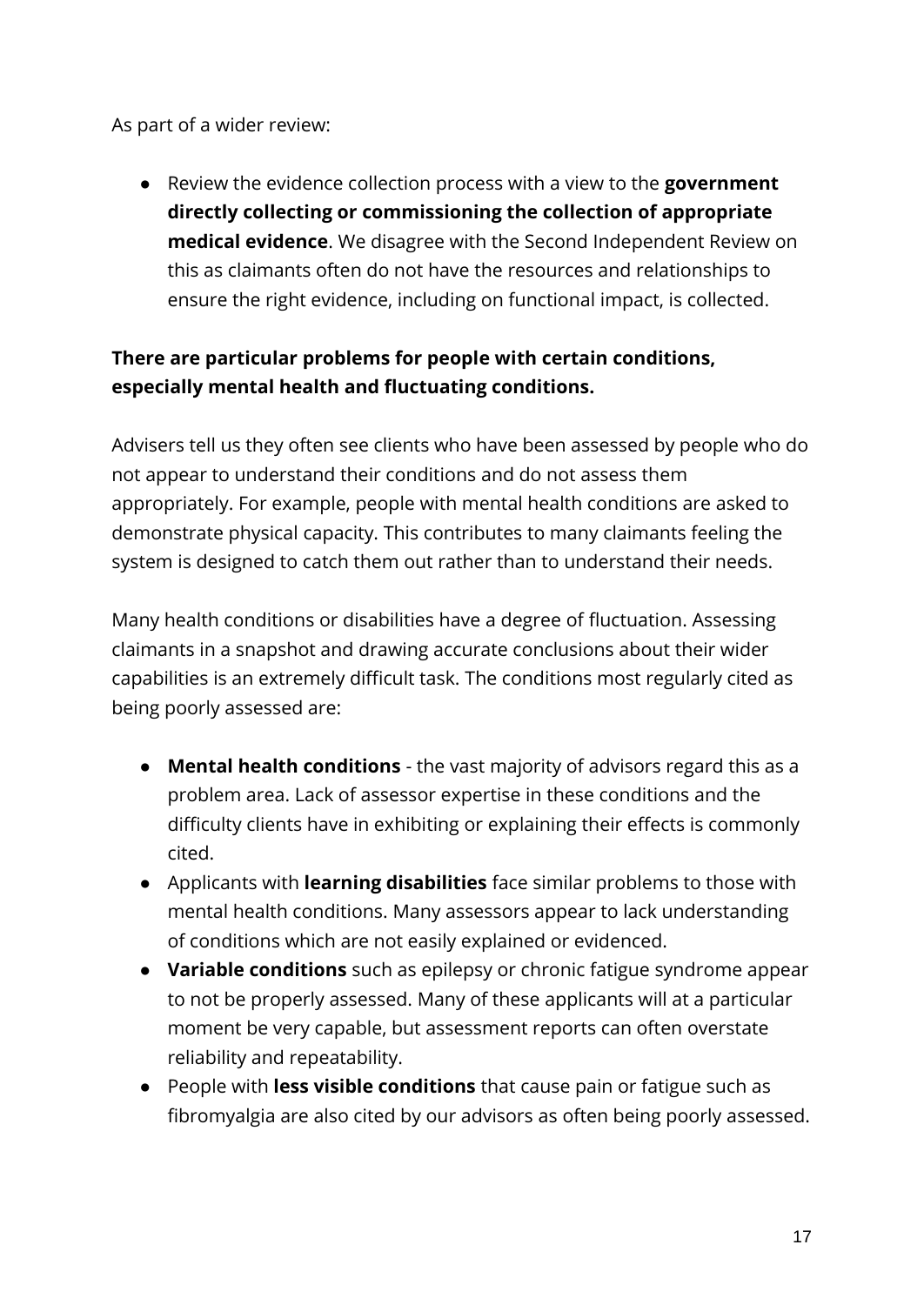As part of a wider review:

- Review the evidence collection process with a view to the **government directly collecting or commissioning the collection of appropriate medical evidence**. We disagree with the Second Independent Review on this as claimants often do not have the resources and relationships to ensure the right evidence, including on functional impact, is collected.

**There are particular problems for people with certain conditions, especially mental health and fluctuating conditions.**

Advisers tell us they often see clients who have been assessed by people who do not appear to understand their conditions and do not assess them appropriately. For example, people with mental health conditions are asked to demonstrate physical capacity. This contributes to many claimants feeling the system is designed to catch them out rather than to understand their needs.

Many health conditions or disabilities have a degree of fluctuation. Assessing claimants in a snapshot and drawing accurate conclusions about their wider capabilities is an extremely difficult task. The conditions most regularly cited as being poorly assessed are:

- **Mental health conditions** - the vast majority of advisors regard this as a problem area. Lack of assessor expertise in these conditions and the difficulty clients have in exhibiting or explaining their effects is commonly cited.
- Applicants with **learning disabilities** face similar problems to those with mental health conditions. Many assessors appear to lack understanding of conditions which are not easily explained or evidenced.
- **Variable conditions** such as epilepsy or chronic fatigue syndrome appear to not be properly assessed. Many of these applicants will at a particular moment be very capable, but assessment reports can often overstate reliability and repeatability.
- People with **less visible conditions** that cause pain or fatigue such as fibromyalgia are also cited by our advisors as often being poorly assessed.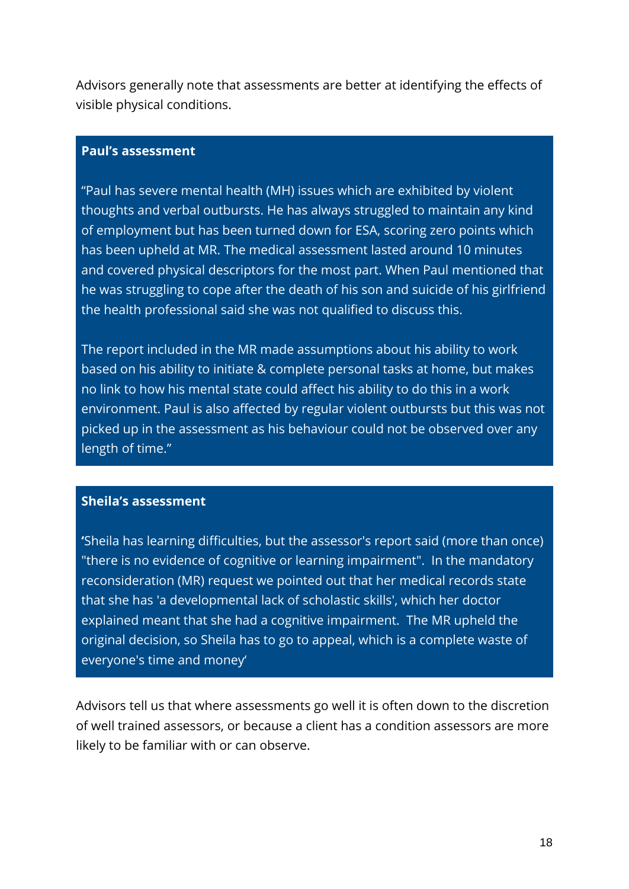Advisors generally note that assessments are better at identifying the effects of visible physical conditions.

**Paul's assessment**

"Paul has severe mental health (MH) issues which are exhibited by violent thoughts and verbal outbursts. He has always struggled to maintain any kind of employment but has been turned down for ESA, scoring zero points which has been upheld at MR. The medical assessment lasted around 10 minutes and covered physical descriptors for the most part. When Paul mentioned that he was struggling to cope after the death of his son and suicide of his girlfriend the health professional said she was not qualified to discuss this.

The report included in the MR made assumptions about his ability to work based on his ability to initiate & complete personal tasks at home, but makes no link to how his mental state could affect his ability to do this in a work environment. Paul is also affected by regular violent outbursts but this was not picked up in the assessment as his behaviour could not be observed over any length of time."

**Sheila's assessment**

'Sheila has learning difficulties, but the assessor's report said (more than once) "there is no evidence of cognitive or learning impairment". In the mandatory reconsideration (MR) request we pointed out that her medical records state that she has 'a developmental lack of scholastic skills', which her doctor explained meant that she had a cognitive impairment. The MR upheld the original decision, so Sheila has to go to appeal, which is a complete waste of everyone's time and money'

Advisors tell us that where assessments go well it is often down to the discretion of well trained assessors, or because a client has a condition assessors are more likely to be familiar with or can observe.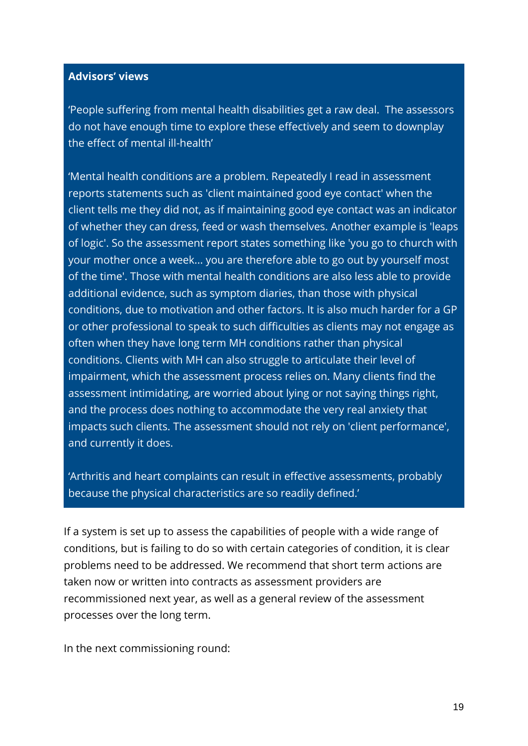**Advisors' views**

'People suffering from mental health disabilities get a raw deal.  The assessors do not have enough time to explore these effectively and seem to downplay the effect of mental ill-health'

'Mental health conditions are a problem. Repeatedly I read in assessment reports statements such as 'client maintained good eye contact' when the client tells me they did not, as if maintaining good eye contact was an indicator of whether they can dress, feed or wash themselves. Another example is 'leaps of logic'. So the assessment report states something like 'you go to church with your mother once a week... you are therefore able to go out by yourself most of the time'. Those with mental health conditions are also less able to provide additional evidence, such as symptom diaries, than those with physical conditions, due to motivation and other factors. It is also much harder for a GP or other professional to speak to such difficulties as clients may not engage as often when they have long term MH conditions rather than physical conditions. Clients with MH can also struggle to articulate their level of impairment, which the assessment process relies on. Many clients find the assessment intimidating, are worried about lying or not saying things right, and the process does nothing to accommodate the very real anxiety that impacts such clients. The assessment should not rely on 'client performance', and currently it does.

'Arthritis and heart complaints can result in effective assessments, probably because the physical characteristics are so readily defined.'

If a system is set up to assess the capabilities of people with a wide range of conditions, but is failing to do so with certain categories of condition, it is clear problems need to be addressed. We recommend that short term actions are taken now or written into contracts as assessment providers are recommissioned next year, as well as a general review of the assessment processes over the long term.

In the next commissioning round: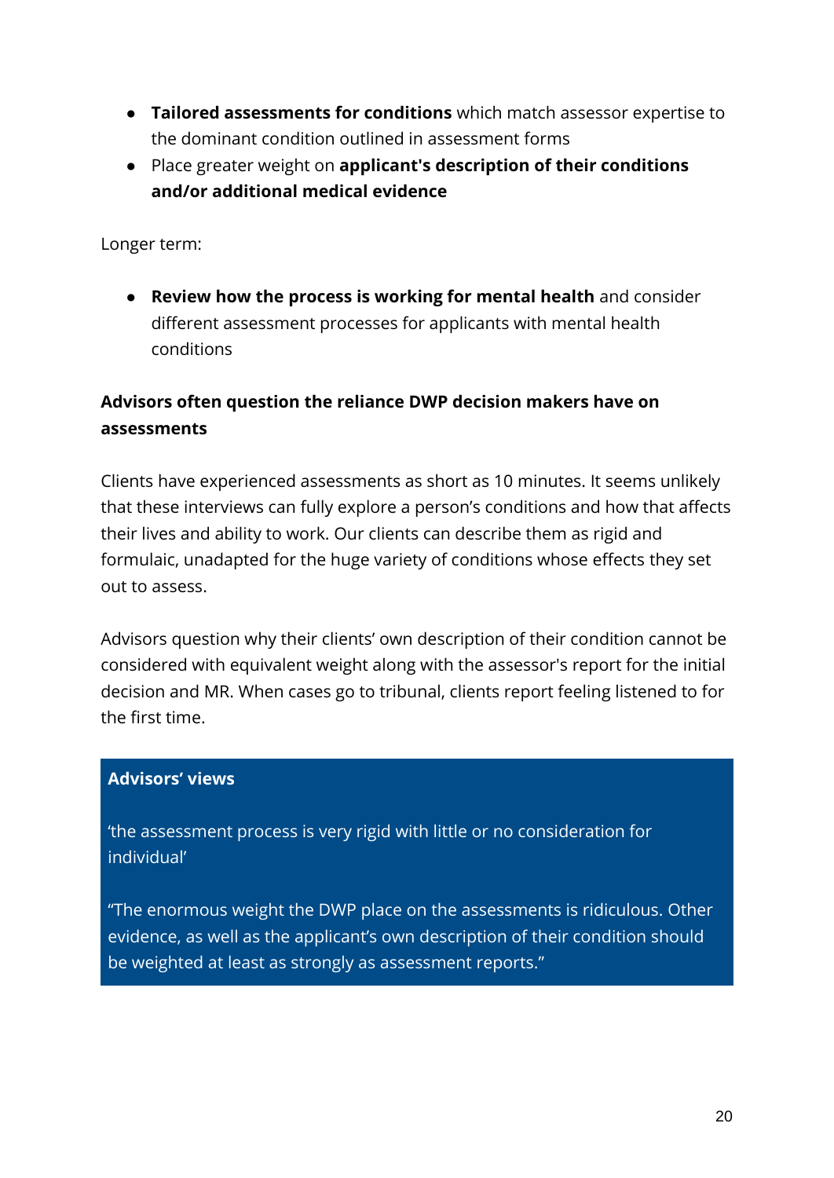- **Tailored assessments for conditions** which match assessor expertise to the dominant condition outlined in assessment forms
- Place greater weight on **applicant's description of their conditions and/or additional medical evidence**

Longer term:

- **Review how the process is working for mental health** and consider different assessment processes for applicants with mental health conditions

**Advisors often question the reliance DWP decision makers have on assessments**

Clients have experienced assessments as short as 10 minutes. It seems unlikely that these interviews can fully explore a person's conditions and how that affects their lives and ability to work. Our clients can describe them as rigid and formulaic, unadapted for the huge variety of conditions whose effects they set out to assess.

Advisors question why their clients' own description of their condition cannot be considered with equivalent weight along with the assessor's report for the initial decision and MR. When cases go to tribunal, clients report feeling listened to for the first time.

**Advisors' views**

'the assessment process is very rigid with little or no consideration for individual'

"The enormous weight the DWP place on the assessments is ridiculous. Other evidence, as well as the applicant's own description of their condition should be weighted at least as strongly as assessment reports."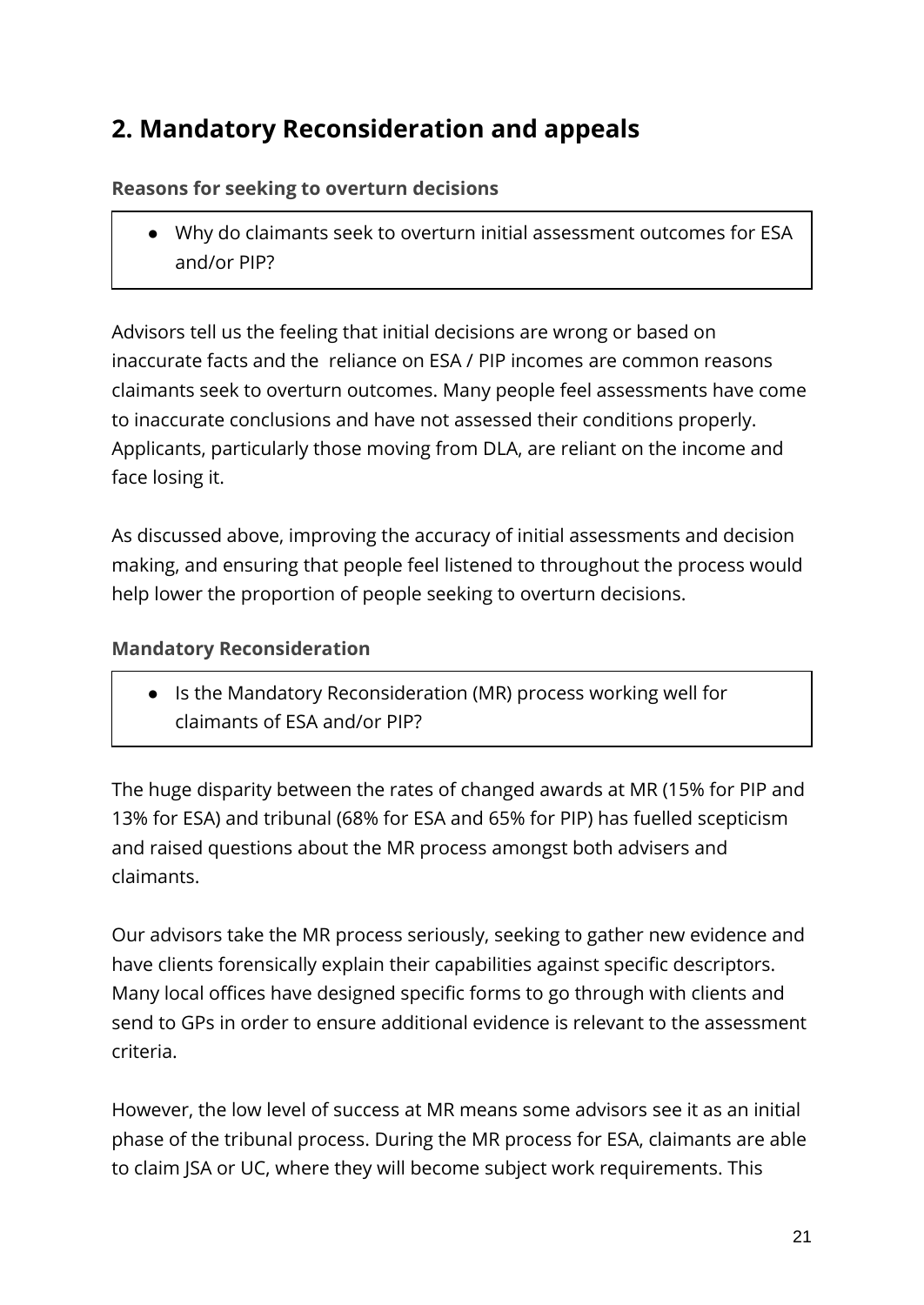## 2. Mandatory Reconsideration and appeals

**Reasons for seeking to overturn decisions**

- Why do claimants seek to overturn initial assessment outcomes for ESA and/or PIP?

Advisors tell us the feeling that initial decisions are wrong or based on inaccurate facts and the  reliance on ESA / PIP incomes are common reasons claimants seek to overturn outcomes. Many people feel assessments have come to inaccurate conclusions and have not assessed their conditions properly. Applicants, particularly those moving from DLA, are reliant on the income and face losing it.

As discussed above, improving the accuracy of initial assessments and decision making, and ensuring that people feel listened to throughout the process would help lower the proportion of people seeking to overturn decisions.

**Mandatory Reconsideration**

- Is the Mandatory Reconsideration (MR) process working well for claimants of ESA and/or PIP?

The huge disparity between the rates of changed awards at MR (15% for PIP and 13% for ESA) and tribunal (68% for ESA and 65% for PIP) has fuelled scepticism and raised questions about the MR process amongst both advisers and claimants.

Our advisors take the MR process seriously, seeking to gather new evidence and have clients forensically explain their capabilities against specific descriptors. Many local offices have designed specific forms to go through with clients and send to GPs in order to ensure additional evidence is relevant to the assessment criteria.

However, the low level of success at MR means some advisors see it as an initial phase of the tribunal process. During the MR process for ESA, claimants are able to claim JSA or UC, where they will become subject work requirements. This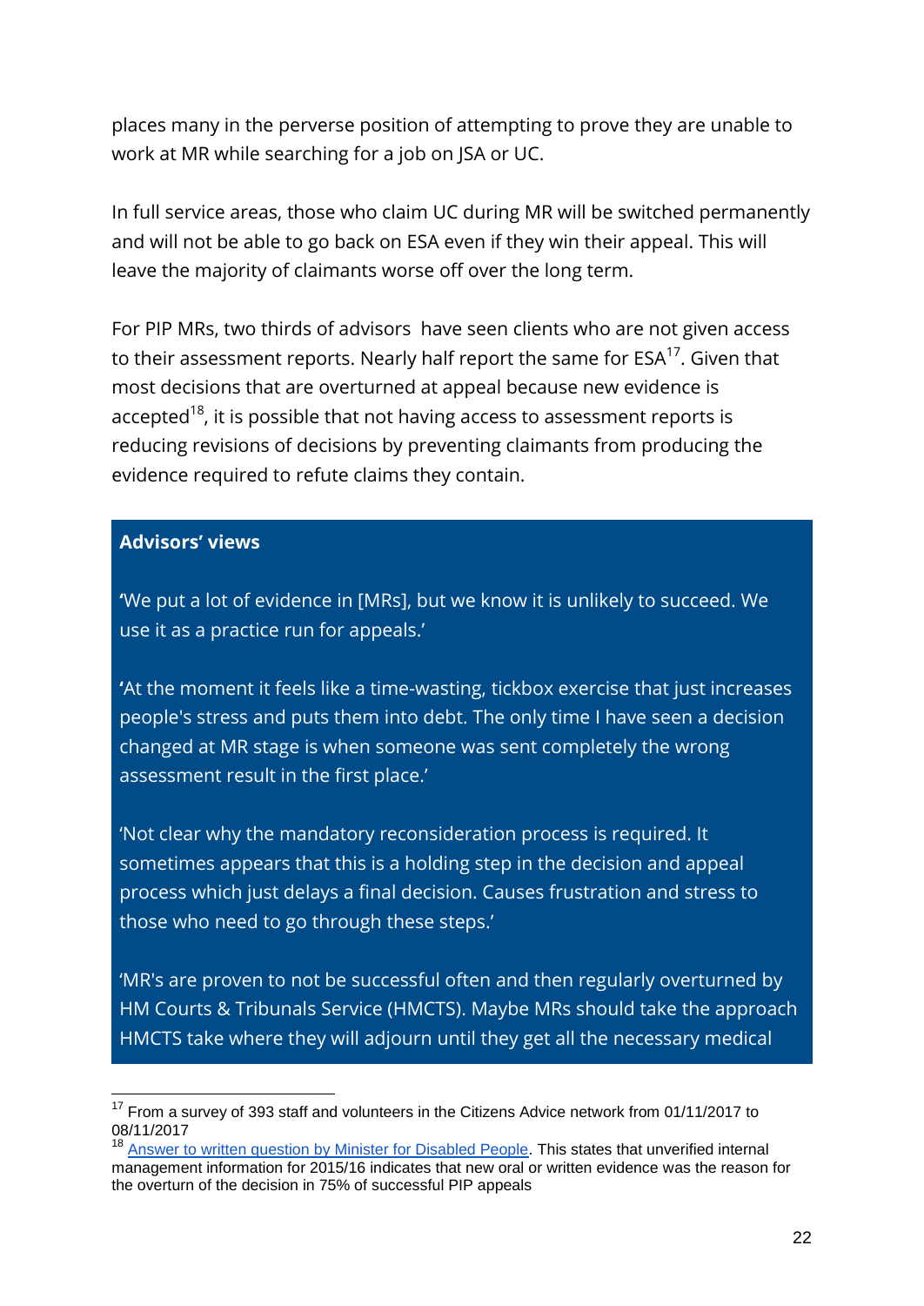places many in the perverse position of attempting to prove they are unable to work at MR while searching for a job on JSA or UC.

In full service areas, those who claim UC during MR will be switched permanently and will not be able to go back on ESA even if they win their appeal. This will leave the majority of claimants worse off over the long term.

For PIP MRs, two thirds of advisors have seen clients who are not given access to their assessment reports. Nearly half report the same for ESA[17]. Given that most decisions that are overturned at appeal because new evidence is accepted[18], it is possible that not having access to assessment reports is reducing revisions of decisions by preventing claimants from producing the evidence required to refute claims they contain.

> **Advisors' views**
>
> 'We put a lot of evidence in [MRs], but we know it is unlikely to succeed. We use it as a practice run for appeals.'
>
> 'At the moment it feels like a time-wasting, tickbox exercise that just increases people's stress and puts them into debt. The only time I have seen a decision changed at MR stage is when someone was sent completely the wrong assessment result in the first place.'
>
> 'Not clear why the mandatory reconsideration process is required. It sometimes appears that this is a holding step in the decision and appeal process which just delays a final decision. Causes frustration and stress to those who need to go through these steps.'
>
> 'MR's are proven to not be successful often and then regularly overturned by HM Courts & Tribunals Service (HMCTS). Maybe MRs should take the approach HMCTS take where they will adjourn until they get all the necessary medical

---

[17] From a survey of 393 staff and volunteers in the Citizens Advice network from 01/11/2017 to 08/11/2017

[18] Answer to written question by Minister for Disabled People. This states that unverified internal management information for 2015/16 indicates that new oral or written evidence was the reason for the overturn of the decision in 75% of successful PIP appeals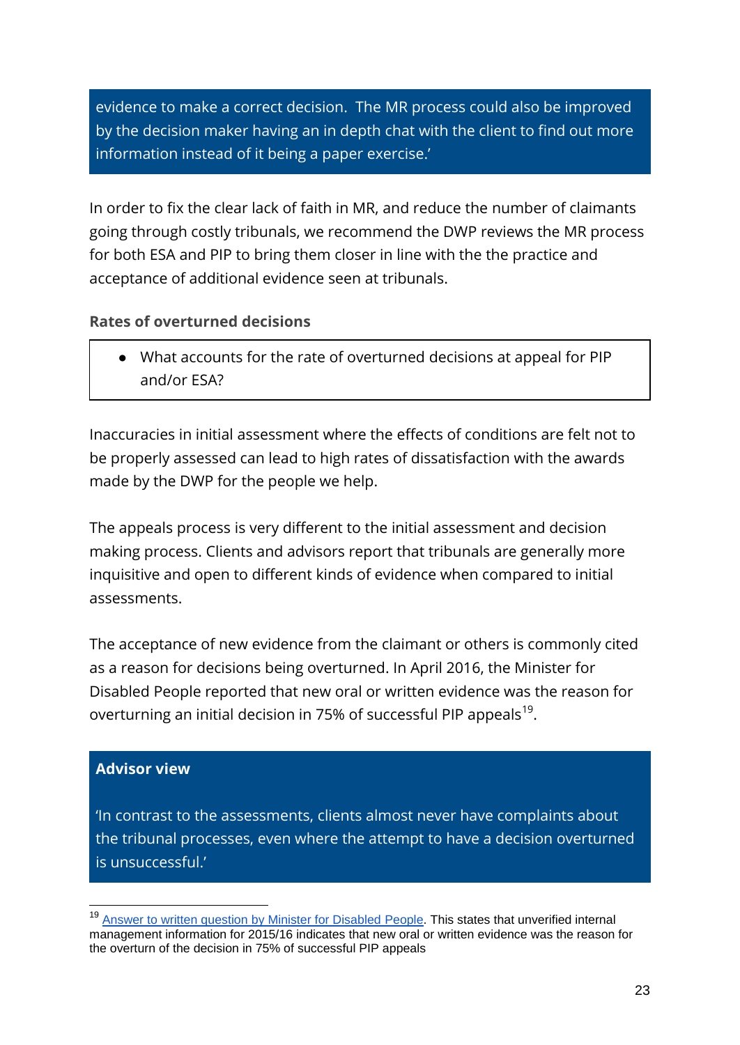> evidence to make a correct decision. The MR process could also be improved by the decision maker having an in depth chat with the client to find out more information instead of it being a paper exercise.'

In order to fix the clear lack of faith in MR, and reduce the number of claimants going through costly tribunals, we recommend the DWP reviews the MR process for both ESA and PIP to bring them closer in line with the the practice and acceptance of additional evidence seen at tribunals.

**Rates of overturned decisions**

- What accounts for the rate of overturned decisions at appeal for PIP and/or ESA?

Inaccuracies in initial assessment where the effects of conditions are felt not to be properly assessed can lead to high rates of dissatisfaction with the awards made by the DWP for the people we help.

The appeals process is very different to the initial assessment and decision making process. Clients and advisors report that tribunals are generally more inquisitive and open to different kinds of evidence when compared to initial assessments.

The acceptance of new evidence from the claimant or others is commonly cited as a reason for decisions being overturned. In April 2016, the Minister for Disabled People reported that new oral or written evidence was the reason for overturning an initial decision in 75% of successful PIP appeals[19].

> **Advisor view**
>
> 'In contrast to the assessments, clients almost never have complaints about the tribunal processes, even where the attempt to have a decision overturned is unsuccessful.'

[19] Answer to written question by Minister for Disabled People. This states that unverified internal management information for 2015/16 indicates that new oral or written evidence was the reason for the overturn of the decision in 75% of successful PIP appeals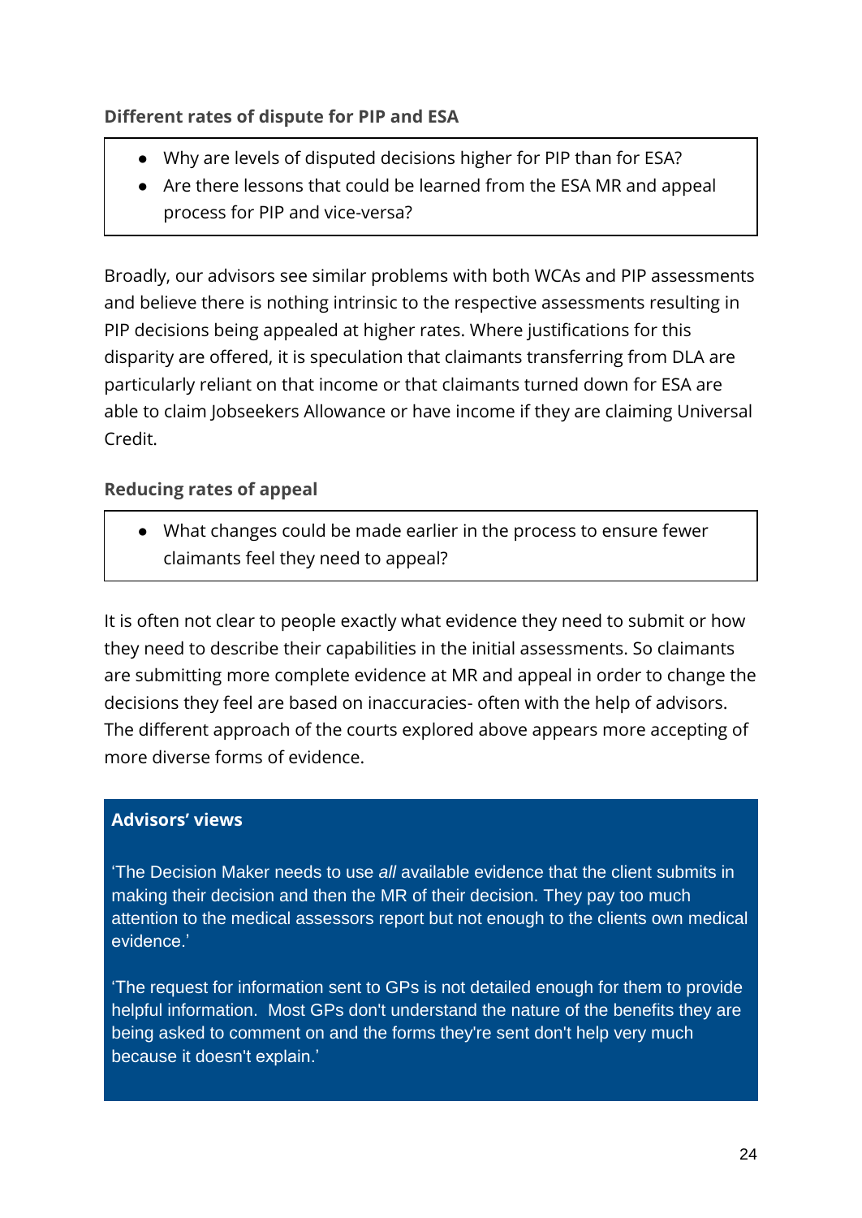### Different rates of dispute for PIP and ESA

- Why are levels of disputed decisions higher for PIP than for ESA?
- Are there lessons that could be learned from the ESA MR and appeal process for PIP and vice-versa?

Broadly, our advisors see similar problems with both WCAs and PIP assessments and believe there is nothing intrinsic to the respective assessments resulting in PIP decisions being appealed at higher rates. Where justifications for this disparity are offered, it is speculation that claimants transferring from DLA are particularly reliant on that income or that claimants turned down for ESA are able to claim Jobseekers Allowance or have income if they are claiming Universal Credit.

### Reducing rates of appeal

- What changes could be made earlier in the process to ensure fewer claimants feel they need to appeal?

It is often not clear to people exactly what evidence they need to submit or how they need to describe their capabilities in the initial assessments. So claimants are submitting more complete evidence at MR and appeal in order to change the decisions they feel are based on inaccuracies- often with the help of advisors. The different approach of the courts explored above appears more accepting of more diverse forms of evidence.

**Advisors' views**

'The Decision Maker needs to use *all* available evidence that the client submits in making their decision and then the MR of their decision. They pay too much attention to the medical assessors report but not enough to the clients own medical evidence.'

'The request for information sent to GPs is not detailed enough for them to provide helpful information. Most GPs don't understand the nature of the benefits they are being asked to comment on and the forms they're sent don't help very much because it doesn't explain.'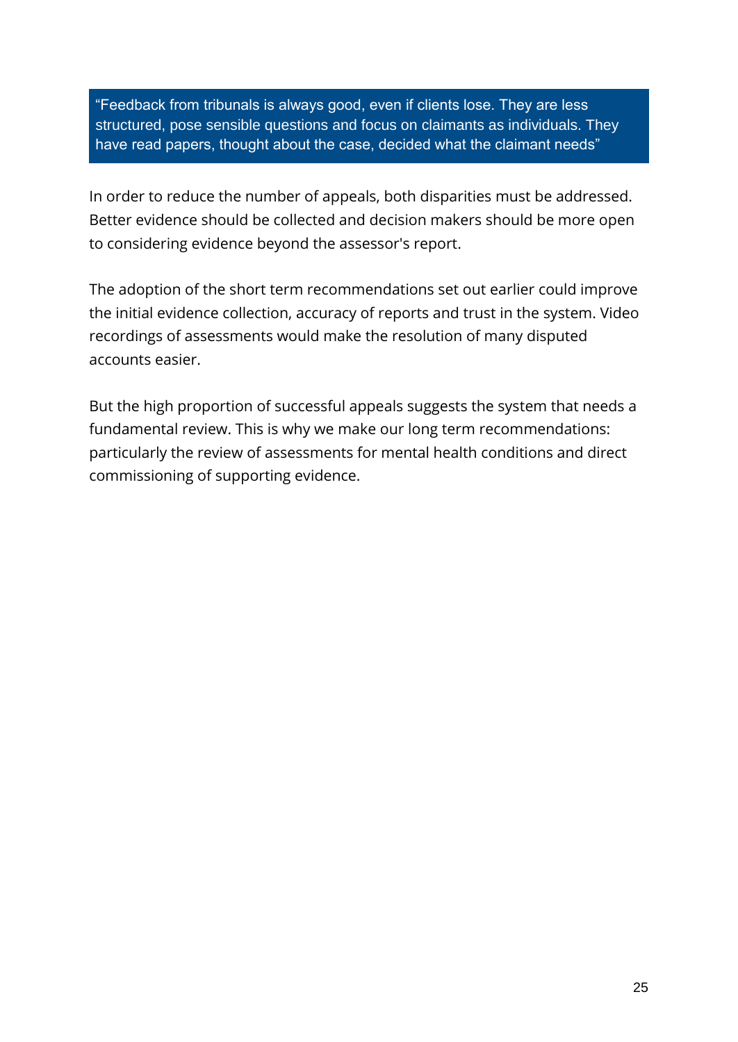> “Feedback from tribunals is always good, even if clients lose. They are less structured, pose sensible questions and focus on claimants as individuals. They have read papers, thought about the case, decided what the claimant needs”

In order to reduce the number of appeals, both disparities must be addressed. Better evidence should be collected and decision makers should be more open to considering evidence beyond the assessor's report.

The adoption of the short term recommendations set out earlier could improve the initial evidence collection, accuracy of reports and trust in the system. Video recordings of assessments would make the resolution of many disputed accounts easier.

But the high proportion of successful appeals suggests the system that needs a fundamental review. This is why we make our long term recommendations: particularly the review of assessments for mental health conditions and direct commissioning of supporting evidence.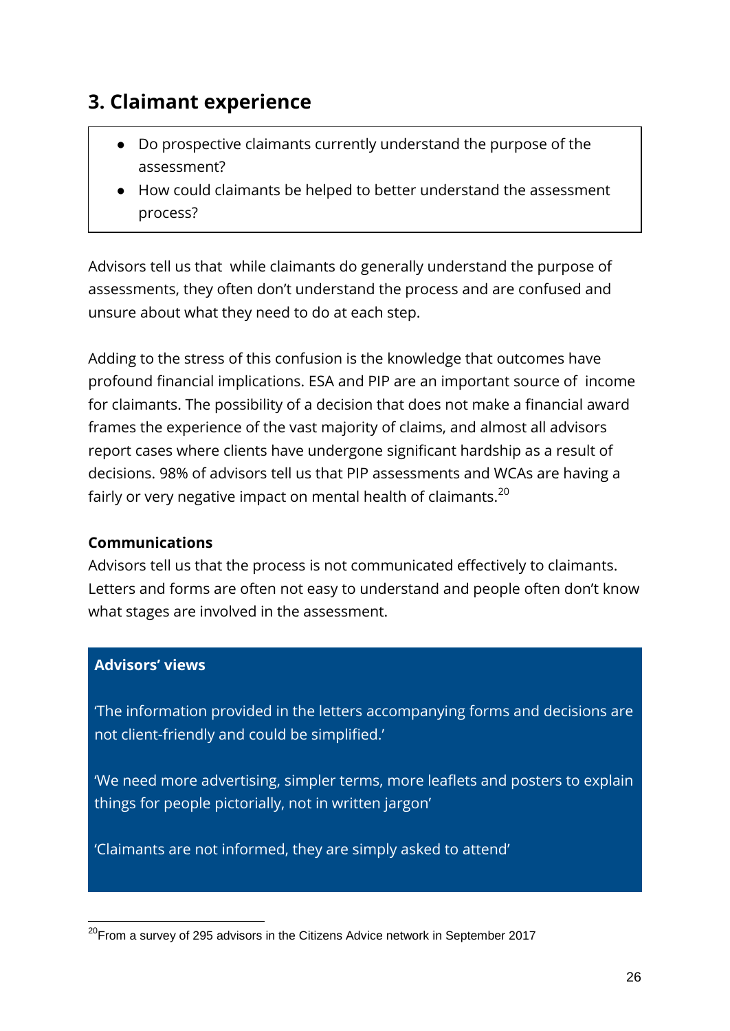## 3. Claimant experience

- Do prospective claimants currently understand the purpose of the assessment?
- How could claimants be helped to better understand the assessment process?

Advisors tell us that while claimants do generally understand the purpose of assessments, they often don't understand the process and are confused and unsure about what they need to do at each step.

Adding to the stress of this confusion is the knowledge that outcomes have profound financial implications. ESA and PIP are an important source of income for claimants. The possibility of a decision that does not make a financial award frames the experience of the vast majority of claims, and almost all advisors report cases where clients have undergone significant hardship as a result of decisions. 98% of advisors tell us that PIP assessments and WCAs are having a fairly or very negative impact on mental health of claimants.[20]

**Communications**

Advisors tell us that the process is not communicated effectively to claimants. Letters and forms are often not easy to understand and people often don't know what stages are involved in the assessment.

**Advisors' views**

'The information provided in the letters accompanying forms and decisions are not client-friendly and could be simplified.'

'We need more advertising, simpler terms, more leaflets and posters to explain things for people pictorially, not in written jargon'

'Claimants are not informed, they are simply asked to attend'

[20] From a survey of 295 advisors in the Citizens Advice network in September 2017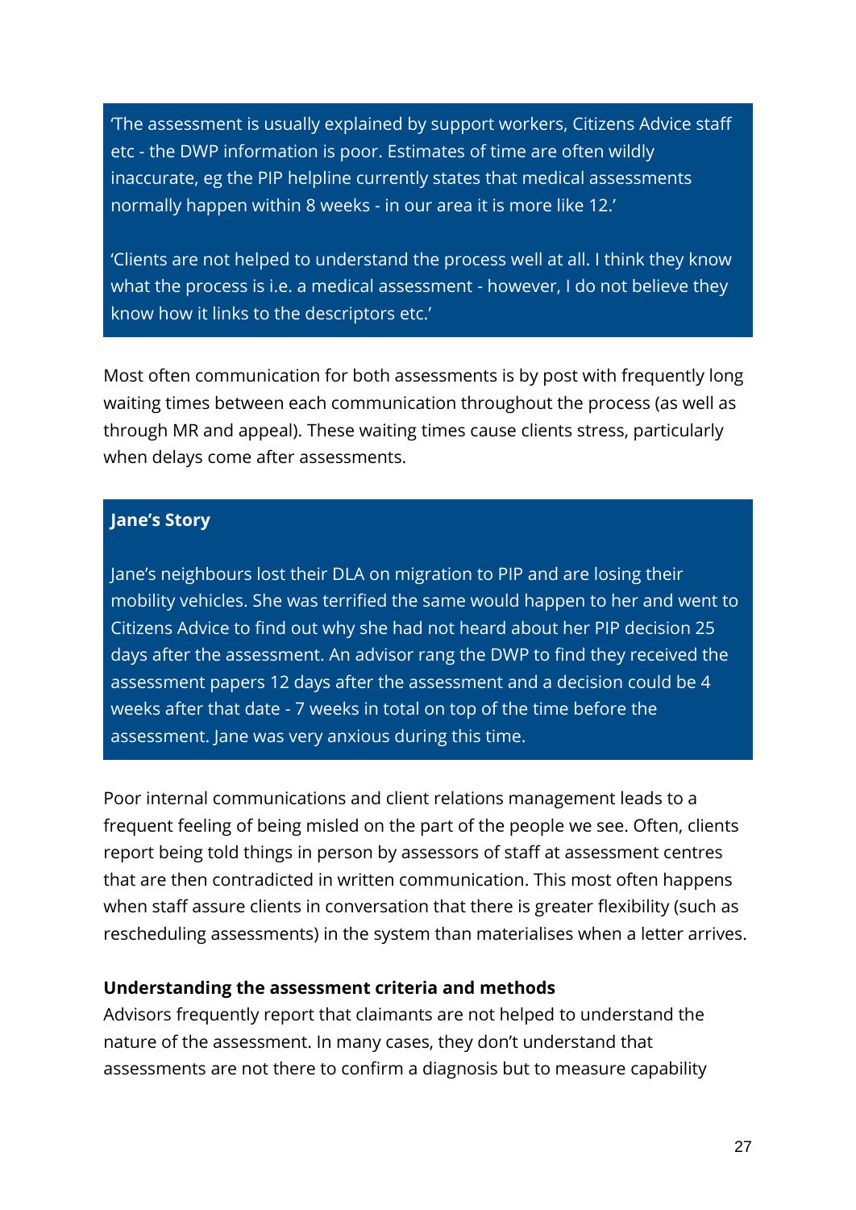> 'The assessment is usually explained by support workers, Citizens Advice staff etc - the DWP information is poor. Estimates of time are often wildly inaccurate, eg the PIP helpline currently states that medical assessments normally happen within 8 weeks - in our area it is more like 12.'
>
> 'Clients are not helped to understand the process well at all. I think they know what the process is i.e. a medical assessment - however, I do not believe they know how it links to the descriptors etc.'

Most often communication for both assessments is by post with frequently long waiting times between each communication throughout the process (as well as through MR and appeal). These waiting times cause clients stress, particularly when delays come after assessments.

> **Jane's Story**
>
> Jane's neighbours lost their DLA on migration to PIP and are losing their mobility vehicles. She was terrified the same would happen to her and went to Citizens Advice to find out why she had not heard about her PIP decision 25 days after the assessment. An advisor rang the DWP to find they received the assessment papers 12 days after the assessment and a decision could be 4 weeks after that date - 7 weeks in total on top of the time before the assessment. Jane was very anxious during this time.

Poor internal communications and client relations management leads to a frequent feeling of being misled on the part of the people we see. Often, clients report being told things in person by assessors of staff at assessment centres that are then contradicted in written communication. This most often happens when staff assure clients in conversation that there is greater flexibility (such as rescheduling assessments) in the system than materialises when a letter arrives.

**Understanding the assessment criteria and methods**

Advisors frequently report that claimants are not helped to understand the nature of the assessment. In many cases, they don't understand that assessments are not there to confirm a diagnosis but to measure capability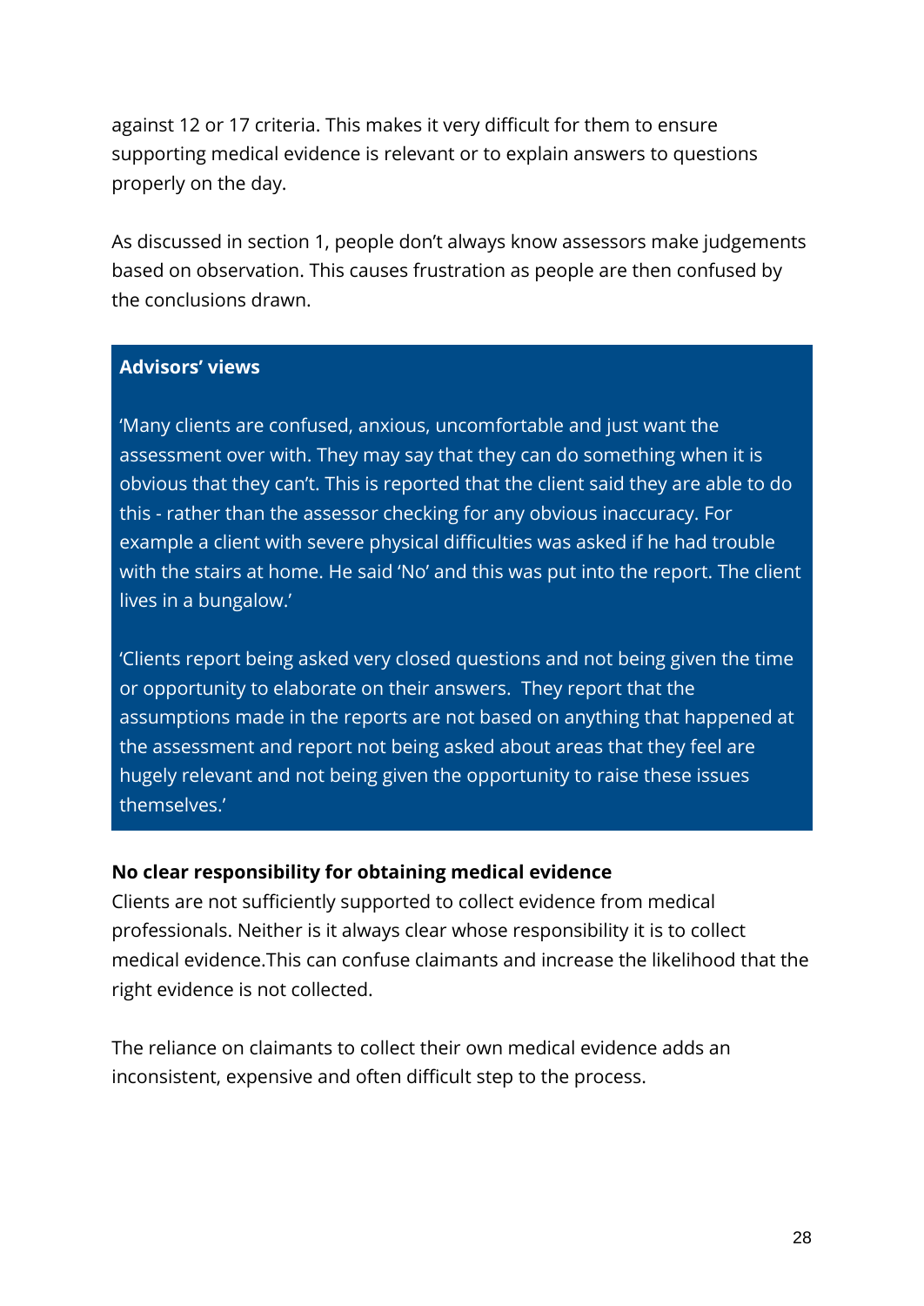against 12 or 17 criteria. This makes it very difficult for them to ensure supporting medical evidence is relevant or to explain answers to questions properly on the day.

As discussed in section 1, people don't always know assessors make judgements based on observation. This causes frustration as people are then confused by the conclusions drawn.

> **Advisors' views**
>
> 'Many clients are confused, anxious, uncomfortable and just want the assessment over with. They may say that they can do something when it is obvious that they can't. This is reported that the client said they are able to do this - rather than the assessor checking for any obvious inaccuracy. For example a client with severe physical difficulties was asked if he had trouble with the stairs at home. He said 'No' and this was put into the report. The client lives in a bungalow.'
>
> 'Clients report being asked very closed questions and not being given the time or opportunity to elaborate on their answers.  They report that the assumptions made in the reports are not based on anything that happened at the assessment and report not being asked about areas that they feel are hugely relevant and not being given the opportunity to raise these issues themselves.'

**No clear responsibility for obtaining medical evidence**

Clients are not sufficiently supported to collect evidence from medical professionals. Neither is it always clear whose responsibility it is to collect medical evidence.This can confuse claimants and increase the likelihood that the right evidence is not collected.

The reliance on claimants to collect their own medical evidence adds an inconsistent, expensive and often difficult step to the process.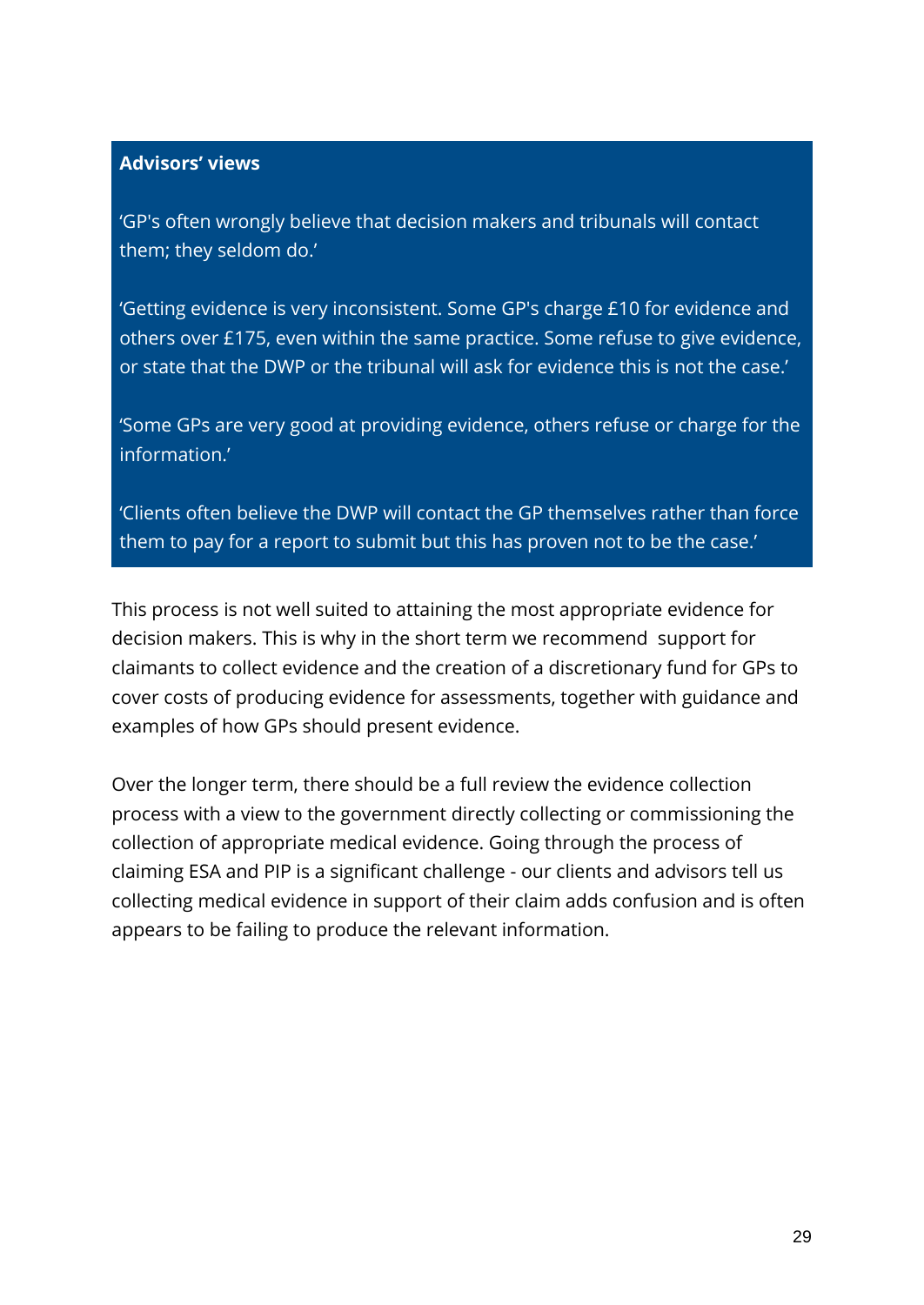**Advisors' views**

'GP's often wrongly believe that decision makers and tribunals will contact them; they seldom do.'

'Getting evidence is very inconsistent. Some GP's charge £10 for evidence and others over £175, even within the same practice. Some refuse to give evidence, or state that the DWP or the tribunal will ask for evidence this is not the case.'

'Some GPs are very good at providing evidence, others refuse or charge for the information.'

'Clients often believe the DWP will contact the GP themselves rather than force them to pay for a report to submit but this has proven not to be the case.'

This process is not well suited to attaining the most appropriate evidence for decision makers. This is why in the short term we recommend support for claimants to collect evidence and the creation of a discretionary fund for GPs to cover costs of producing evidence for assessments, together with guidance and examples of how GPs should present evidence.

Over the longer term, there should be a full review the evidence collection process with a view to the government directly collecting or commissioning the collection of appropriate medical evidence. Going through the process of claiming ESA and PIP is a significant challenge - our clients and advisors tell us collecting medical evidence in support of their claim adds confusion and is often appears to be failing to produce the relevant information.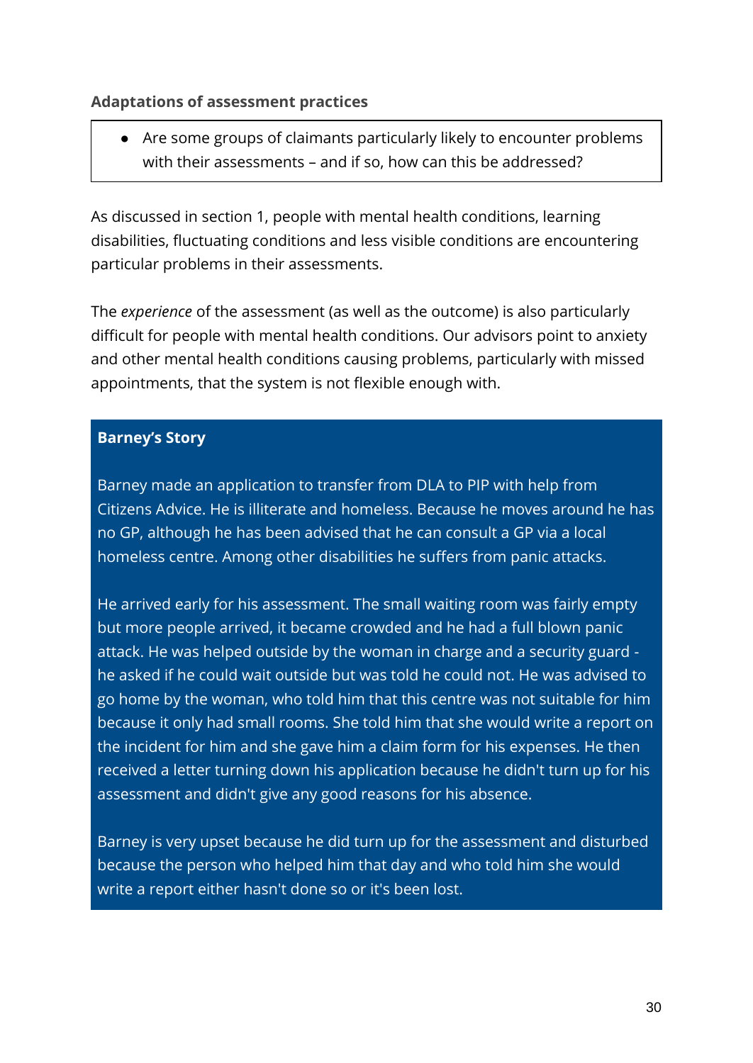### Adaptations of assessment practices

- Are some groups of claimants particularly likely to encounter problems with their assessments – and if so, how can this be addressed?

As discussed in section 1, people with mental health conditions, learning disabilities, fluctuating conditions and less visible conditions are encountering particular problems in their assessments.

The *experience* of the assessment (as well as the outcome) is also particularly difficult for people with mental health conditions. Our advisors point to anxiety and other mental health conditions causing problems, particularly with missed appointments, that the system is not flexible enough with.

**Barney's Story**

Barney made an application to transfer from DLA to PIP with help from Citizens Advice. He is illiterate and homeless. Because he moves around he has no GP, although he has been advised that he can consult a GP via a local homeless centre. Among other disabilities he suffers from panic attacks.

He arrived early for his assessment. The small waiting room was fairly empty but more people arrived, it became crowded and he had a full blown panic attack. He was helped outside by the woman in charge and a security guard - he asked if he could wait outside but was told he could not. He was advised to go home by the woman, who told him that this centre was not suitable for him because it only had small rooms. She told him that she would write a report on the incident for him and she gave him a claim form for his expenses. He then received a letter turning down his application because he didn't turn up for his assessment and didn't give any good reasons for his absence.

Barney is very upset because he did turn up for the assessment and disturbed because the person who helped him that day and who told him she would write a report either hasn't done so or it's been lost.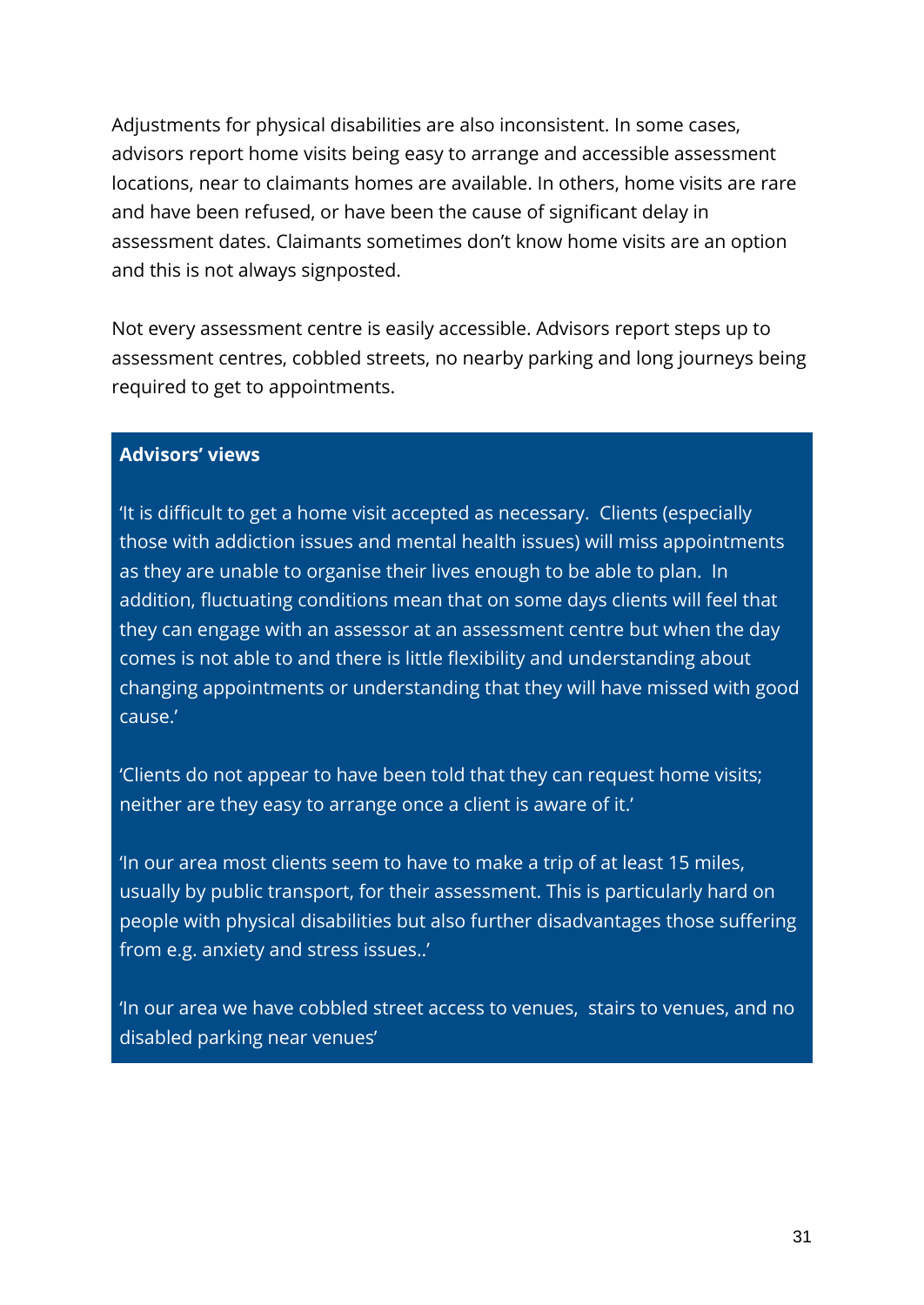Adjustments for physical disabilities are also inconsistent. In some cases, advisors report home visits being easy to arrange and accessible assessment locations, near to claimants homes are available. In others, home visits are rare and have been refused, or have been the cause of significant delay in assessment dates. Claimants sometimes don't know home visits are an option and this is not always signposted.

Not every assessment centre is easily accessible. Advisors report steps up to assessment centres, cobbled streets, no nearby parking and long journeys being required to get to appointments.

> **Advisors' views**
>
> 'It is difficult to get a home visit accepted as necessary. Clients (especially those with addiction issues and mental health issues) will miss appointments as they are unable to organise their lives enough to be able to plan. In addition, fluctuating conditions mean that on some days clients will feel that they can engage with an assessor at an assessment centre but when the day comes is not able to and there is little flexibility and understanding about changing appointments or understanding that they will have missed with good cause.'
>
> 'Clients do not appear to have been told that they can request home visits; neither are they easy to arrange once a client is aware of it.'
>
> 'In our area most clients seem to have to make a trip of at least 15 miles, usually by public transport, for their assessment. This is particularly hard on people with physical disabilities but also further disadvantages those suffering from e.g. anxiety and stress issues..'
>
> 'In our area we have cobbled street access to venues, stairs to venues, and no disabled parking near venues'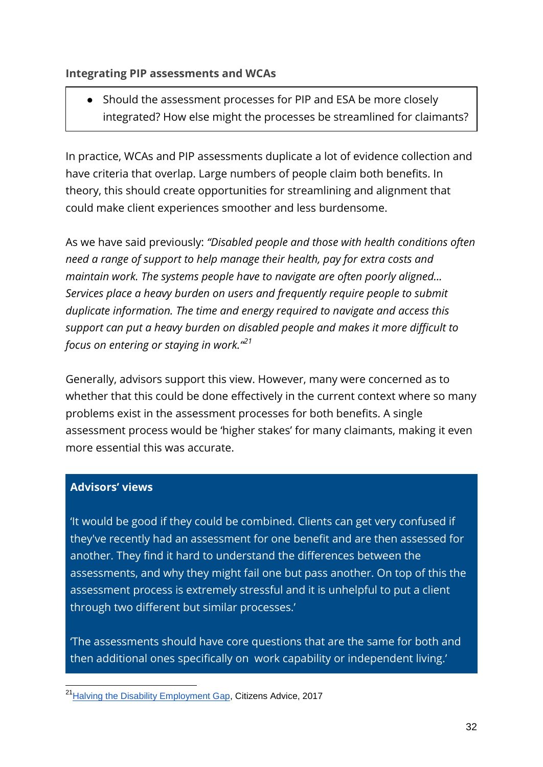### Integrating PIP assessments and WCAs

- Should the assessment processes for PIP and ESA be more closely integrated? How else might the processes be streamlined for claimants?

In practice, WCAs and PIP assessments duplicate a lot of evidence collection and have criteria that overlap. Large numbers of people claim both benefits. In theory, this should create opportunities for streamlining and alignment that could make client experiences smoother and less burdensome.

As we have said previously: *"Disabled people and those with health conditions often need a range of support to help manage their health, pay for extra costs and maintain work. The systems people have to navigate are often poorly aligned… Services place a heavy burden on users and frequently require people to submit duplicate information. The time and energy required to navigate and access this support can put a heavy burden on disabled people and makes it more difficult to focus on entering or staying in work."*[21]

Generally, advisors support this view. However, many were concerned as to whether that this could be done effectively in the current context where so many problems exist in the assessment processes for both benefits. A single assessment process would be 'higher stakes' for many claimants, making it even more essential this was accurate.

**Advisors' views**

'It would be good if they could be combined. Clients can get very confused if they've recently had an assessment for one benefit and are then assessed for another. They find it hard to understand the differences between the assessments, and why they might fail one but pass another. On top of this the assessment process is extremely stressful and it is unhelpful to put a client through two different but similar processes.'

'The assessments should have core questions that are the same for both and then additional ones specifically on work capability or independent living.'

---

[21] Halving the Disability Employment Gap, Citizens Advice, 2017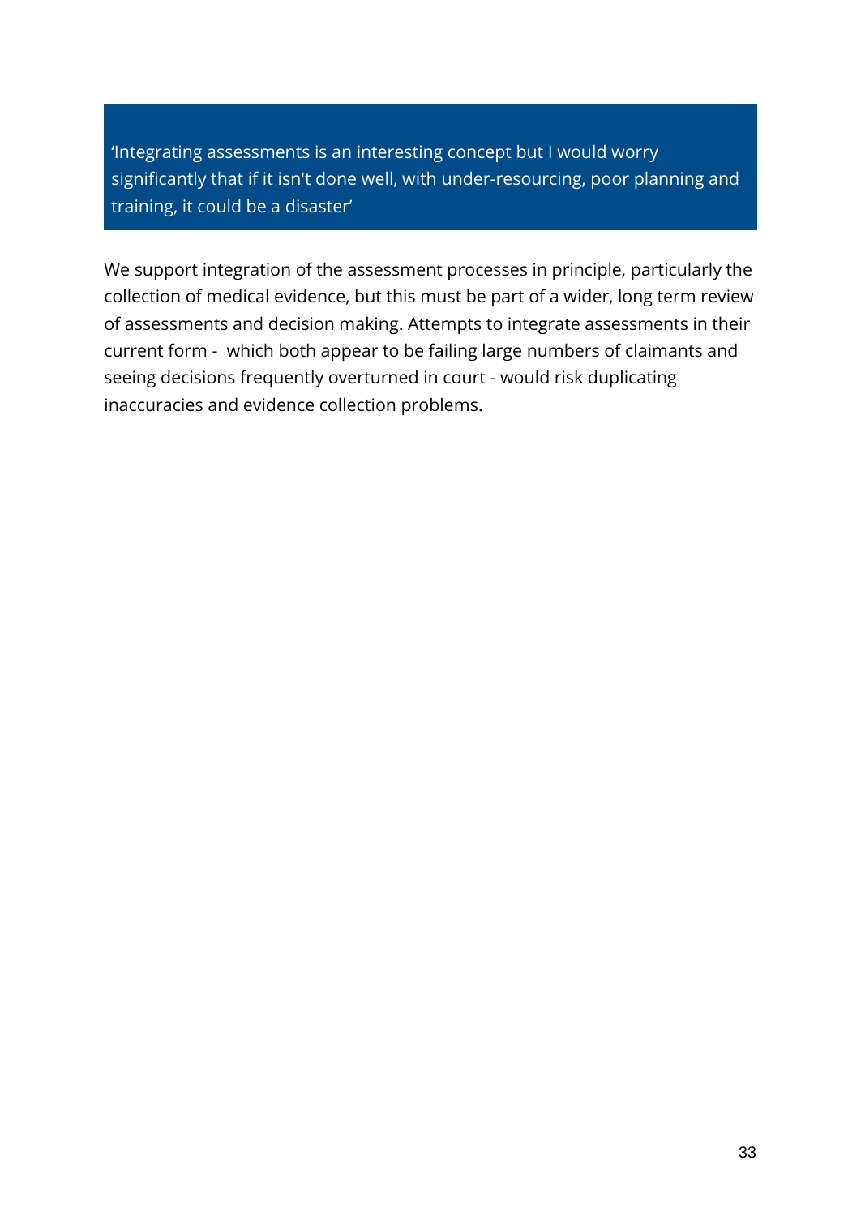> ‘Integrating assessments is an interesting concept but I would worry significantly that if it isn't done well, with under-resourcing, poor planning and training, it could be a disaster’

We support integration of the assessment processes in principle, particularly the collection of medical evidence, but this must be part of a wider, long term review of assessments and decision making. Attempts to integrate assessments in their current form - which both appear to be failing large numbers of claimants and seeing decisions frequently overturned in court - would risk duplicating inaccuracies and evidence collection problems.